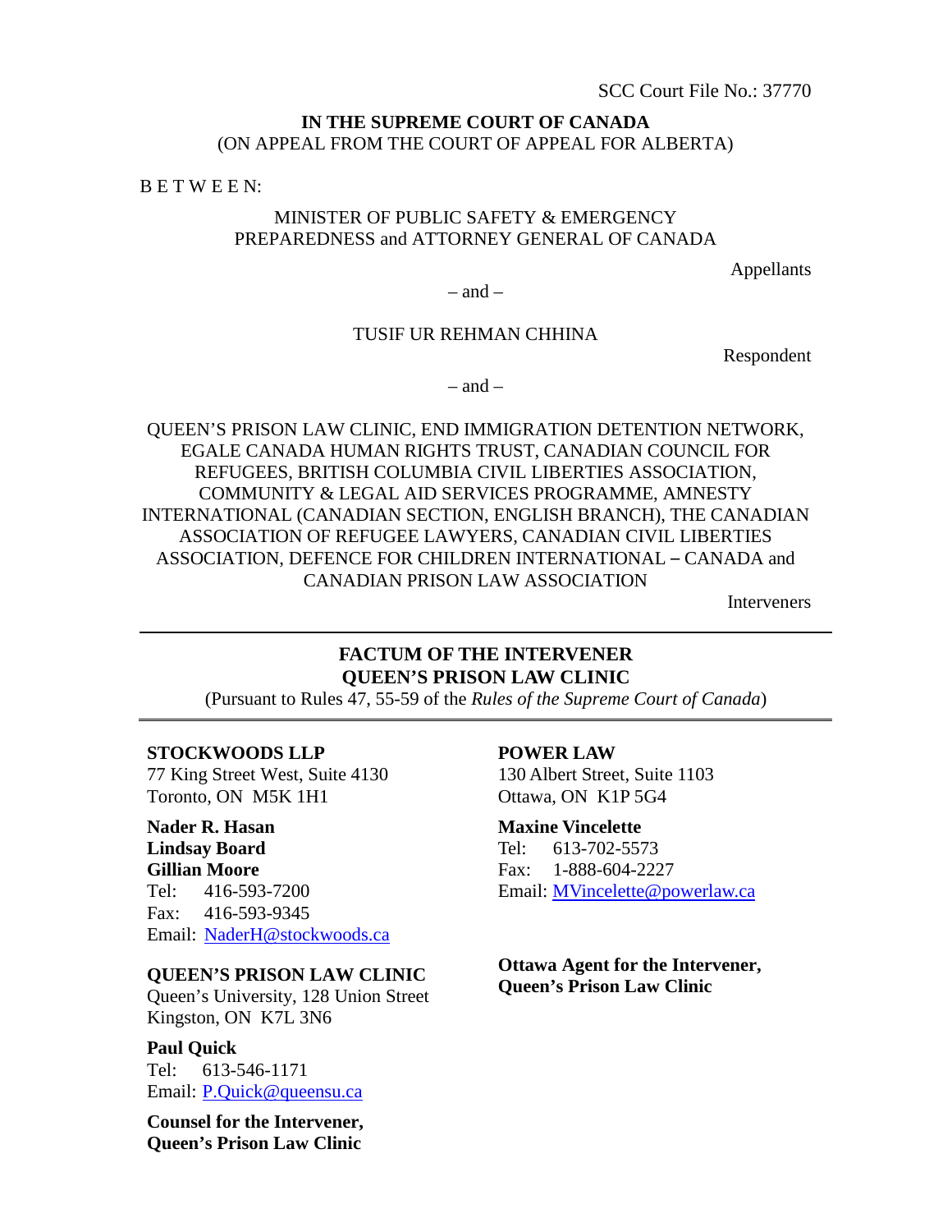SCC Court File No.: 37770

**IN THE SUPREME COURT OF CANADA**
(ON APPEAL FROM THE COURT OF APPEAL FOR ALBERTA)

B E T W E E N:

MINISTER OF PUBLIC SAFETY & EMERGENCY PREPAREDNESS and ATTORNEY GENERAL OF CANADA

Appellants

– and –

TUSIF UR REHMAN CHHINA

Respondent

– and –

QUEEN'S PRISON LAW CLINIC, END IMMIGRATION DETENTION NETWORK, EGALE CANADA HUMAN RIGHTS TRUST, CANADIAN COUNCIL FOR REFUGEES, BRITISH COLUMBIA CIVIL LIBERTIES ASSOCIATION, COMMUNITY & LEGAL AID SERVICES PROGRAMME, AMNESTY INTERNATIONAL (CANADIAN SECTION, ENGLISH BRANCH), THE CANADIAN ASSOCIATION OF REFUGEE LAWYERS, CANADIAN CIVIL LIBERTIES ASSOCIATION, DEFENCE FOR CHILDREN INTERNATIONAL – CANADA and CANADIAN PRISON LAW ASSOCIATION

Interveners

---

**FACTUM OF THE INTERVENER**
**QUEEN'S PRISON LAW CLINIC**
(Pursuant to Rules 47, 55-59 of the *Rules of the Supreme Court of Canada*)

---

**STOCKWOODS LLP**
77 King Street West, Suite 4130
Toronto, ON M5K 1H1

**Nader R. Hasan**
**Lindsay Board**
**Gillian Moore**
Tel: 416-593-7200
Fax: 416-593-9345
Email: NaderH@stockwoods.ca

**QUEEN'S PRISON LAW CLINIC**
Queen's University, 128 Union Street
Kingston, ON K7L 3N6

**Paul Quick**
Tel: 613-546-1171
Email: P.Quick@queensu.ca

**Counsel for the Intervener, Queen's Prison Law Clinic**

**POWER LAW**
130 Albert Street, Suite 1103
Ottawa, ON K1P 5G4

**Maxine Vincelette**
Tel: 613-702-5573
Fax: 1-888-604-2227
Email: MVincelette@powerlaw.ca

**Ottawa Agent for the Intervener, Queen's Prison Law Clinic**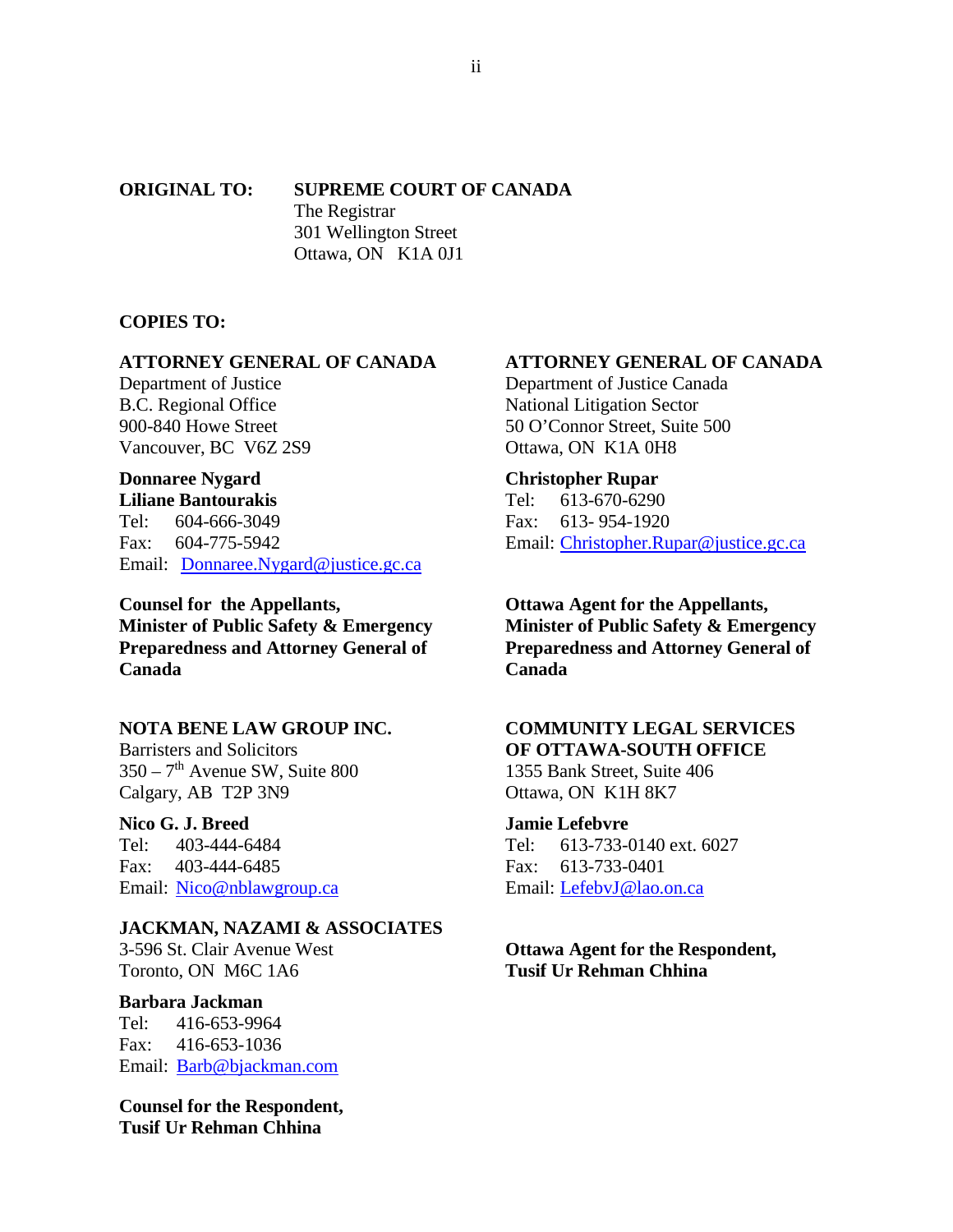**ORIGINAL TO:** **SUPREME COURT OF CANADA**
The Registrar
301 Wellington Street
Ottawa, ON K1A 0J1

**COPIES TO:**

**ATTORNEY GENERAL OF CANADA**
Department of Justice
B.C. Regional Office
900-840 Howe Street
Vancouver, BC V6Z 2S9

**Donnaree Nygard**
**Liliane Bantourakis**
Tel: 604-666-3049
Fax: 604-775-5942
Email: Donnaree.Nygard@justice.gc.ca

**Counsel for the Appellants, Minister of Public Safety & Emergency Preparedness and Attorney General of Canada**

**ATTORNEY GENERAL OF CANADA**
Department of Justice Canada
National Litigation Sector
50 O'Connor Street, Suite 500
Ottawa, ON K1A 0H8

**Christopher Rupar**
Tel: 613-670-6290
Fax: 613- 954-1920
Email: Christopher.Rupar@justice.gc.ca

**Ottawa Agent for the Appellants, Minister of Public Safety & Emergency Preparedness and Attorney General of Canada**

**NOTA BENE LAW GROUP INC.**
Barristers and Solicitors
350 – 7th Avenue SW, Suite 800
Calgary, AB T2P 3N9

**Nico G. J. Breed**
Tel: 403-444-6484
Fax: 403-444-6485
Email: Nico@nblawgroup.ca

**JACKMAN, NAZAMI & ASSOCIATES**
3-596 St. Clair Avenue West
Toronto, ON M6C 1A6

**Barbara Jackman**
Tel: 416-653-9964
Fax: 416-653-1036
Email: Barb@bjackman.com

**Counsel for the Respondent, Tusif Ur Rehman Chhina**

**COMMUNITY LEGAL SERVICES OF OTTAWA-SOUTH OFFICE**
1355 Bank Street, Suite 406
Ottawa, ON K1H 8K7

**Jamie Lefebvre**
Tel: 613-733-0140 ext. 6027
Fax: 613-733-0401
Email: LefebvJ@lao.on.ca

**Ottawa Agent for the Respondent, Tusif Ur Rehman Chhina**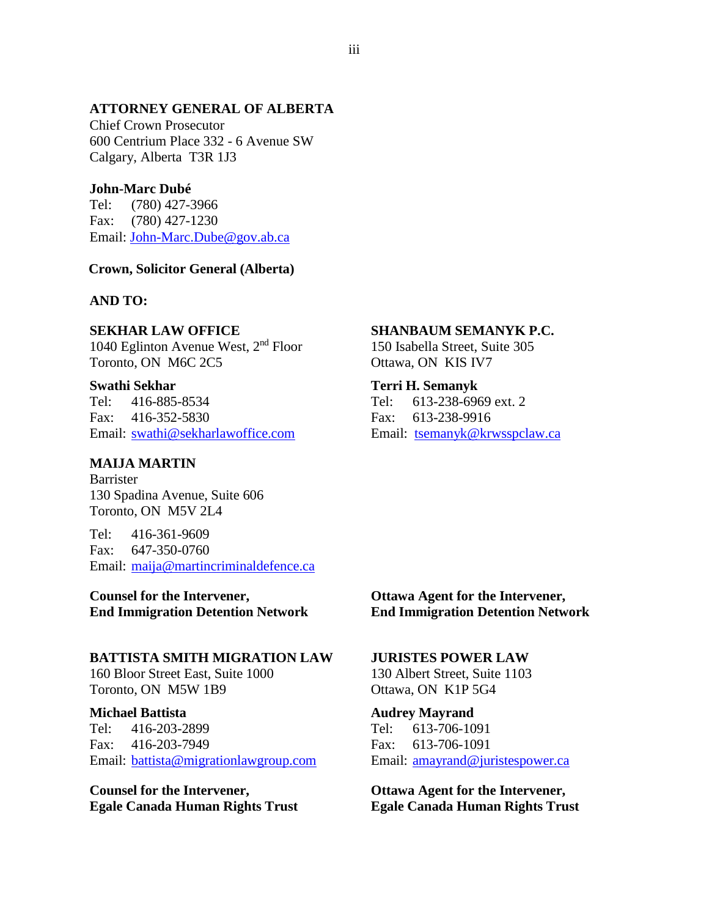**ATTORNEY GENERAL OF ALBERTA**
Chief Crown Prosecutor
600 Centrium Place 332 - 6 Avenue SW
Calgary, Alberta T3R 1J3

**John-Marc Dubé**
Tel: (780) 427-3966
Fax: (780) 427-1230
Email: John-Marc.Dube@gov.ab.ca

**Crown, Solicitor General (Alberta)**

**AND TO:**

**SEKHAR LAW OFFICE**
1040 Eglinton Avenue West, 2nd Floor
Toronto, ON M6C 2C5

**Swathi Sekhar**
Tel: 416-885-8534
Fax: 416-352-5830
Email: swathi@sekharlawoffice.com

**MAIJA MARTIN**
Barrister
130 Spadina Avenue, Suite 606
Toronto, ON M5V 2L4

Tel: 416-361-9609
Fax: 647-350-0760
Email: maija@martincriminaldefence.ca

**Counsel for the Intervener,**
**End Immigration Detention Network**

**SHANBAUM SEMANYK P.C.**
150 Isabella Street, Suite 305
Ottawa, ON KIS IV7

**Terri H. Semanyk**
Tel: 613-238-6969 ext. 2
Fax: 613-238-9916
Email: tsemanyk@krwsspclaw.ca

**Ottawa Agent for the Intervener,**
**End Immigration Detention Network**

**BATTISTA SMITH MIGRATION LAW**
160 Bloor Street East, Suite 1000
Toronto, ON M5W 1B9

**Michael Battista**
Tel: 416-203-2899
Fax: 416-203-7949
Email: battista@migrationlawgroup.com

**Counsel for the Intervener,**
**Egale Canada Human Rights Trust**

**JURISTES POWER LAW**
130 Albert Street, Suite 1103
Ottawa, ON K1P 5G4

**Audrey Mayrand**
Tel: 613-706-1091
Fax: 613-706-1091
Email: amayrand@juristespower.ca

**Ottawa Agent for the Intervener,**
**Egale Canada Human Rights Trust**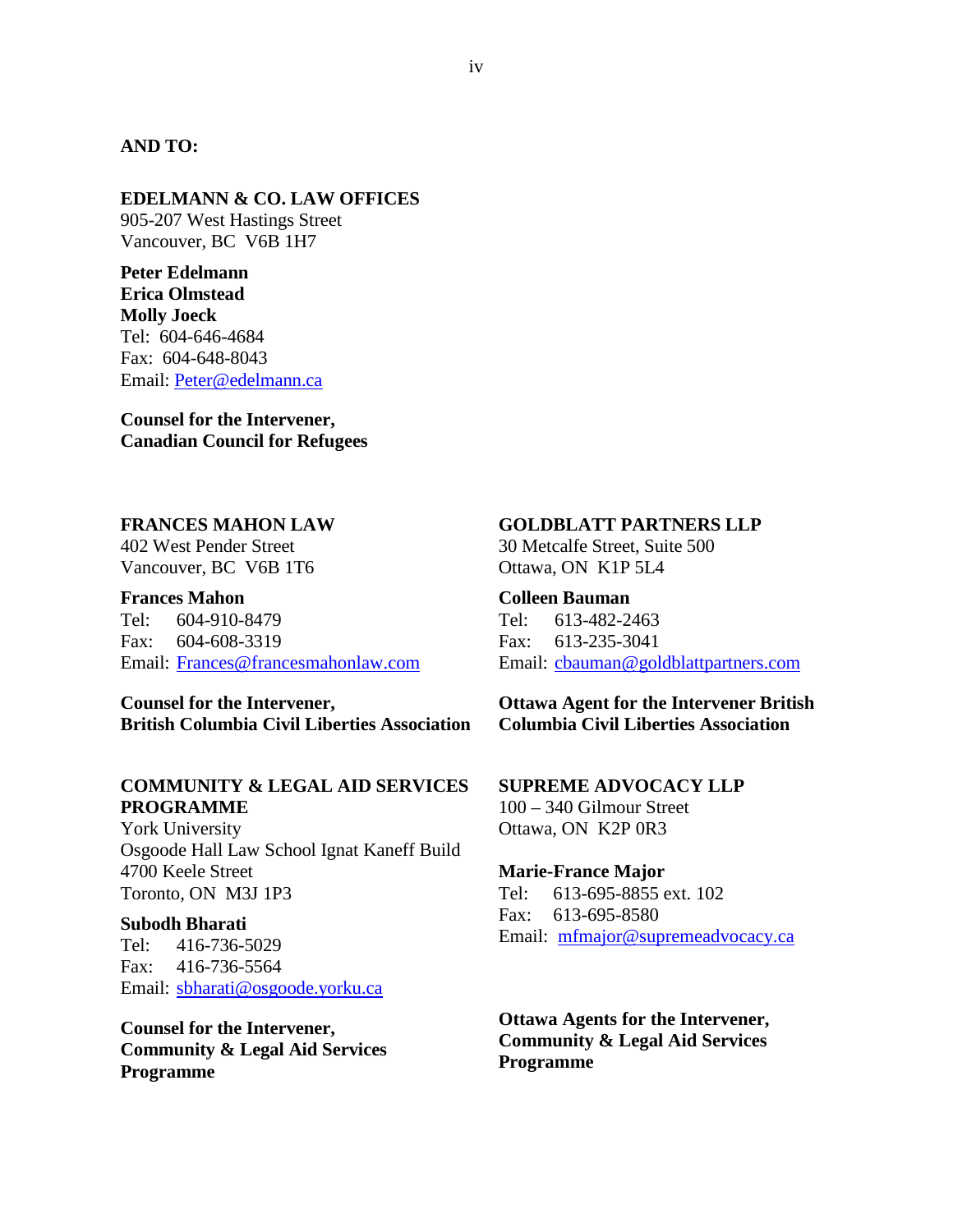**AND TO:**

**EDELMANN & CO. LAW OFFICES**
905-207 West Hastings Street
Vancouver, BC V6B 1H7

**Peter Edelmann**
**Erica Olmstead**
**Molly Joeck**
Tel: 604-646-4684
Fax: 604-648-8043
Email: Peter@edelmann.ca

**Counsel for the Intervener, Canadian Council for Refugees**

**FRANCES MAHON LAW**
402 West Pender Street
Vancouver, BC V6B 1T6

**Frances Mahon**
Tel: 604-910-8479
Fax: 604-608-3319
Email: Frances@francesmahonlaw.com

**Counsel for the Intervener, British Columbia Civil Liberties Association**

**GOLDBLATT PARTNERS LLP**
30 Metcalfe Street, Suite 500
Ottawa, ON K1P 5L4

**Colleen Bauman**
Tel: 613-482-2463
Fax: 613-235-3041
Email: cbauman@goldblattpartners.com

**Ottawa Agent for the Intervener British Columbia Civil Liberties Association**

**COMMUNITY & LEGAL AID SERVICES PROGRAMME**
York University
Osgoode Hall Law School Ignat Kaneff Build
4700 Keele Street
Toronto, ON M3J 1P3

**Subodh Bharati**
Tel: 416-736-5029
Fax: 416-736-5564
Email: sbharati@osgoode.yorku.ca

**Counsel for the Intervener, Community & Legal Aid Services Programme**

**SUPREME ADVOCACY LLP**
100 – 340 Gilmour Street
Ottawa, ON K2P 0R3

**Marie-France Major**
Tel: 613-695-8855 ext. 102
Fax: 613-695-8580
Email: mfmajor@supremeadvocacy.ca

**Ottawa Agents for the Intervener, Community & Legal Aid Services Programme**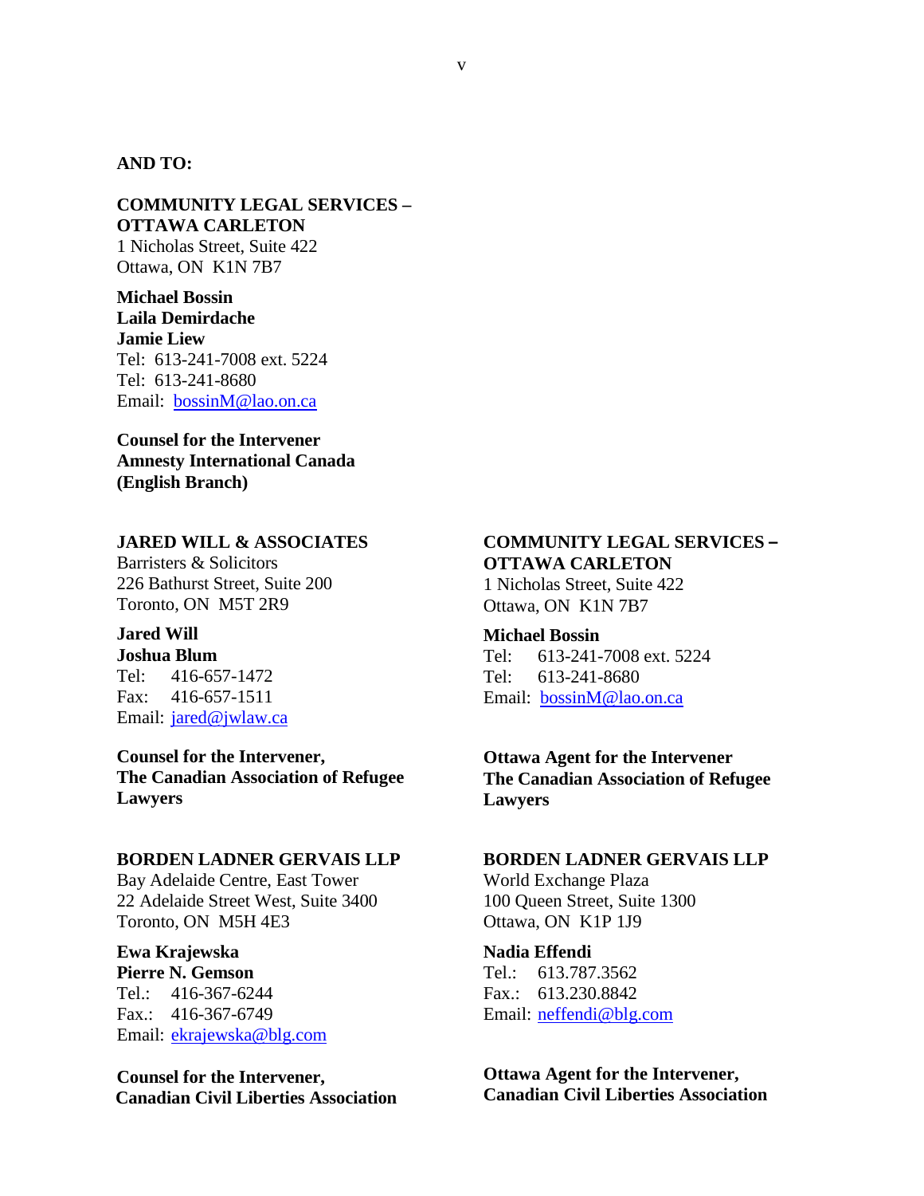**AND TO:**

**COMMUNITY LEGAL SERVICES – OTTAWA CARLETON**
1 Nicholas Street, Suite 422
Ottawa, ON K1N 7B7

**Michael Bossin**
**Laila Demirdache**
**Jamie Liew**
Tel: 613-241-7008 ext. 5224
Tel: 613-241-8680
Email: bossinM@lao.on.ca

**Counsel for the Intervener Amnesty International Canada (English Branch)**

**JARED WILL & ASSOCIATES**
Barristers & Solicitors
226 Bathurst Street, Suite 200
Toronto, ON M5T 2R9

**Jared Will**
**Joshua Blum**
Tel: 416-657-1472
Fax: 416-657-1511
Email: jared@jwlaw.ca

**Counsel for the Intervener, The Canadian Association of Refugee Lawyers**

**COMMUNITY LEGAL SERVICES – OTTAWA CARLETON**
1 Nicholas Street, Suite 422
Ottawa, ON K1N 7B7

**Michael Bossin**
Tel: 613-241-7008 ext. 5224
Tel: 613-241-8680
Email: bossinM@lao.on.ca

**Ottawa Agent for the Intervener The Canadian Association of Refugee Lawyers**

**BORDEN LADNER GERVAIS LLP**
Bay Adelaide Centre, East Tower
22 Adelaide Street West, Suite 3400
Toronto, ON M5H 4E3

**Ewa Krajewska**
**Pierre N. Gemson**
Tel.: 416-367-6244
Fax.: 416-367-6749
Email: ekrajewska@blg.com

**Counsel for the Intervener, Canadian Civil Liberties Association**

**BORDEN LADNER GERVAIS LLP**
World Exchange Plaza
100 Queen Street, Suite 1300
Ottawa, ON K1P 1J9

**Nadia Effendi**
Tel.: 613.787.3562
Fax.: 613.230.8842
Email: neffendi@blg.com

**Ottawa Agent for the Intervener, Canadian Civil Liberties Association**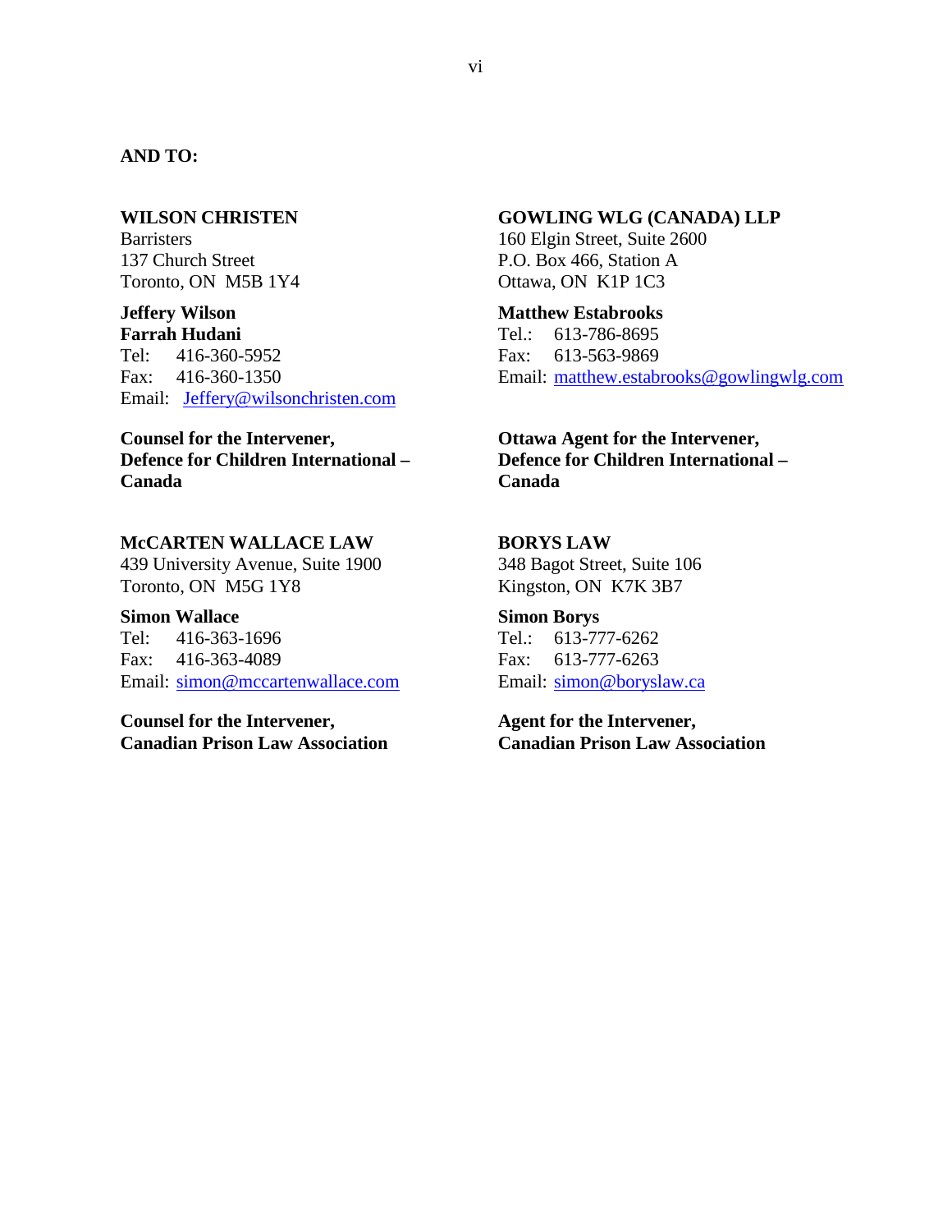**AND TO:**

**WILSON CHRISTEN**
Barristers
137 Church Street
Toronto, ON  M5B 1Y4

**Jeffery Wilson**
**Farrah Hudani**
Tel: 416-360-5952
Fax: 416-360-1350
Email: Jeffery@wilsonchristen.com

**Counsel for the Intervener,**
**Defence for Children International – Canada**

**GOWLING WLG (CANADA) LLP**
160 Elgin Street, Suite 2600
P.O. Box 466, Station A
Ottawa, ON  K1P 1C3

**Matthew Estabrooks**
Tel.: 613-786-8695
Fax: 613-563-9869
Email: matthew.estabrooks@gowlingwlg.com

**Ottawa Agent for the Intervener,**
**Defence for Children International – Canada**

**McCARTEN WALLACE LAW**
439 University Avenue, Suite 1900
Toronto, ON  M5G 1Y8

**Simon Wallace**
Tel: 416-363-1696
Fax: 416-363-4089
Email: simon@mccartenwallace.com

**Counsel for the Intervener,**
**Canadian Prison Law Association**

**BORYS LAW**
348 Bagot Street, Suite 106
Kingston, ON  K7K 3B7

**Simon Borys**
Tel.: 613-777-6262
Fax: 613-777-6263
Email: simon@boryslaw.ca

**Agent for the Intervener,**
**Canadian Prison Law Association**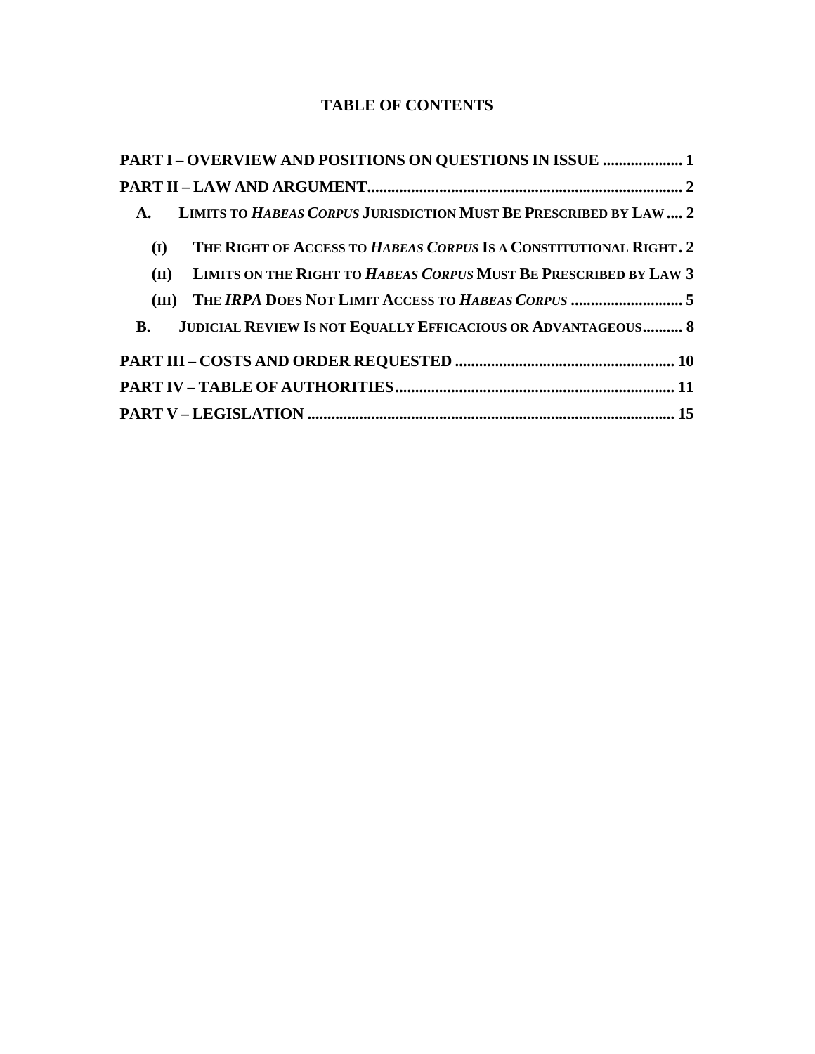# TABLE OF CONTENTS

**PART I – OVERVIEW AND POSITIONS ON QUESTIONS IN ISSUE .................... 1**

**PART II – LAW AND ARGUMENT................................................................................ 2**

- **A. LIMITS TO *HABEAS CORPUS* JURISDICTION MUST BE PRESCRIBED BY LAW .... 2**
  - **(I) THE RIGHT OF ACCESS TO *HABEAS CORPUS* IS A CONSTITUTIONAL RIGHT . 2**
  - **(II) LIMITS ON THE RIGHT TO *HABEAS CORPUS* MUST BE PRESCRIBED BY LAW 3**
  - **(III) THE *IRPA* DOES NOT LIMIT ACCESS TO *HABEAS CORPUS* ............................ 5**
- **B. JUDICIAL REVIEW IS NOT EQUALLY EFFICACIOUS OR ADVANTAGEOUS.......... 8**

**PART III – COSTS AND ORDER REQUESTED ....................................................... 10**

**PART IV – TABLE OF AUTHORITIES...................................................................... 11**

**PART V – LEGISLATION ........................................................................................... 15**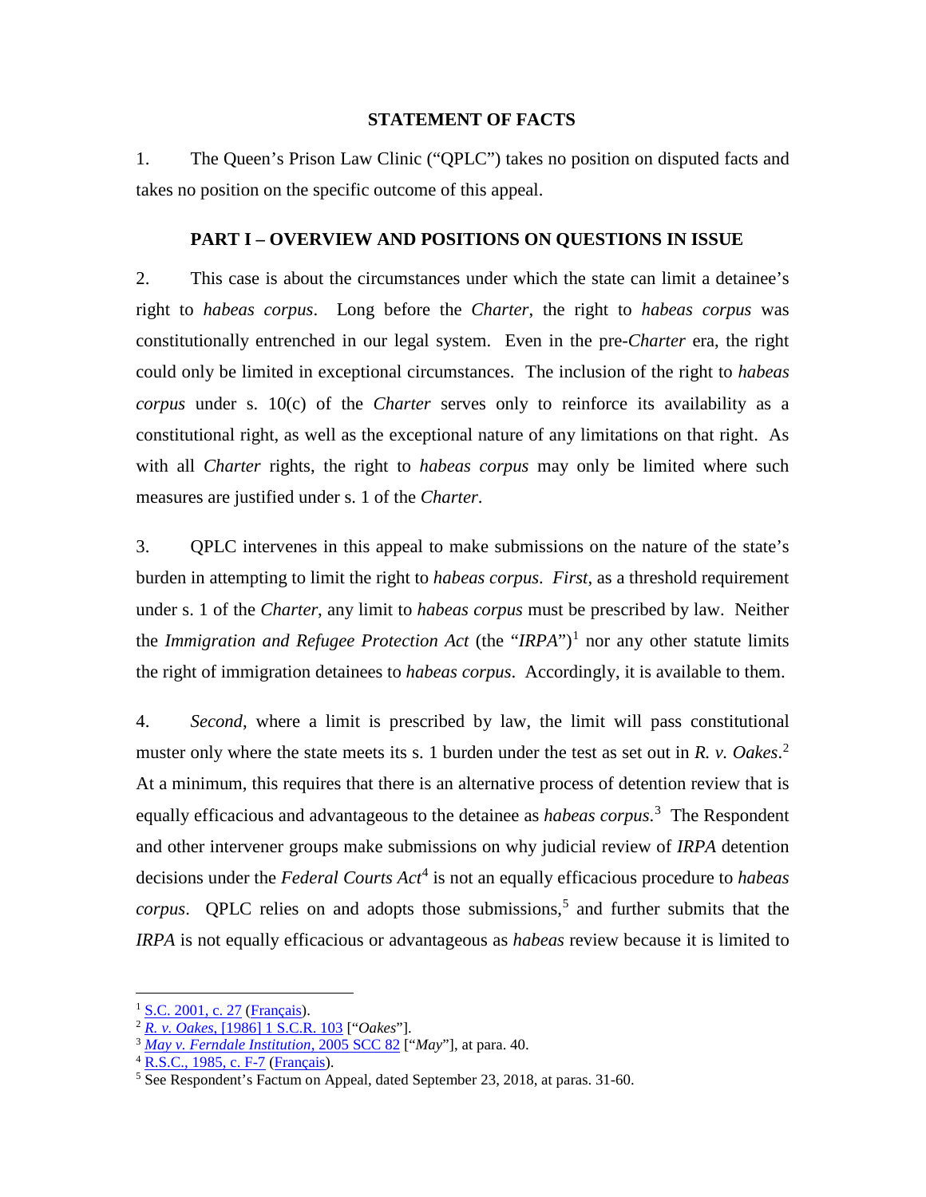## STATEMENT OF FACTS

1. The Queen's Prison Law Clinic ("QPLC") takes no position on disputed facts and takes no position on the specific outcome of this appeal.

## PART I – OVERVIEW AND POSITIONS ON QUESTIONS IN ISSUE

2. This case is about the circumstances under which the state can limit a detainee's right to *habeas corpus*. Long before the *Charter*, the right to *habeas corpus* was constitutionally entrenched in our legal system. Even in the pre-*Charter* era, the right could only be limited in exceptional circumstances. The inclusion of the right to *habeas corpus* under s. 10(c) of the *Charter* serves only to reinforce its availability as a constitutional right, as well as the exceptional nature of any limitations on that right. As with all *Charter* rights, the right to *habeas corpus* may only be limited where such measures are justified under s. 1 of the *Charter*.

3. QPLC intervenes in this appeal to make submissions on the nature of the state's burden in attempting to limit the right to *habeas corpus*. *First*, as a threshold requirement under s. 1 of the *Charter*, any limit to *habeas corpus* must be prescribed by law. Neither the *Immigration and Refugee Protection Act* (the "*IRPA*")[1] nor any other statute limits the right of immigration detainees to *habeas corpus*. Accordingly, it is available to them.

4. *Second*, where a limit is prescribed by law, the limit will pass constitutional muster only where the state meets its s. 1 burden under the test as set out in *R. v. Oakes*.[2] At a minimum, this requires that there is an alternative process of detention review that is equally efficacious and advantageous to the detainee as *habeas corpus*.[3] The Respondent and other intervener groups make submissions on why judicial review of *IRPA* detention decisions under the *Federal Courts Act*[4] is not an equally efficacious procedure to *habeas corpus*. QPLC relies on and adopts those submissions,[5] and further submits that the *IRPA* is not equally efficacious or advantageous as *habeas* review because it is limited to

---

[1] S.C. 2001, c. 27 (Français).

[2] *R. v. Oakes*, [1986] 1 S.C.R. 103 ["*Oakes*"].

[3] *May v. Ferndale Institution*, 2005 SCC 82 ["*May*"], at para. 40.

[4] R.S.C., 1985, c. F-7 (Français).

[5] See Respondent's Factum on Appeal, dated September 23, 2018, at paras. 31-60.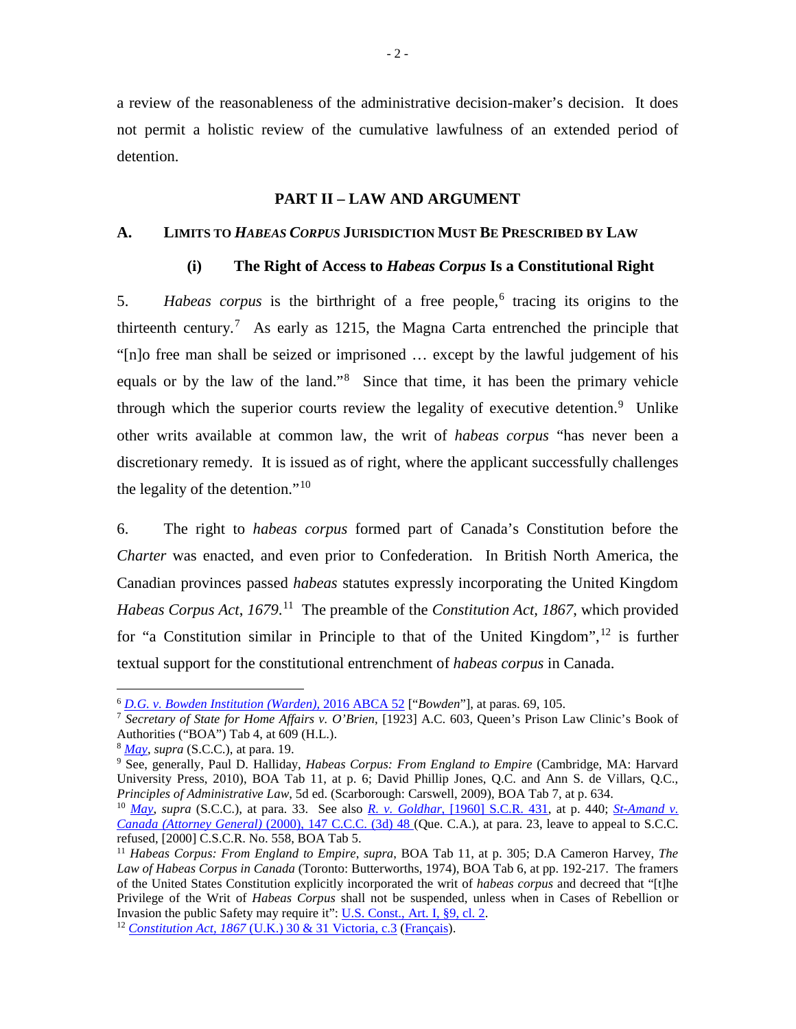a review of the reasonableness of the administrative decision-maker's decision. It does not permit a holistic review of the cumulative lawfulness of an extended period of detention.

## PART II – LAW AND ARGUMENT

### A. LIMITS TO *HABEAS CORPUS* JURISDICTION MUST BE PRESCRIBED BY LAW

#### (i) The Right of Access to *Habeas Corpus* Is a Constitutional Right

5. *Habeas corpus* is the birthright of a free people,[6] tracing its origins to the thirteenth century.[7] As early as 1215, the Magna Carta entrenched the principle that "[n]o free man shall be seized or imprisoned … except by the lawful judgement of his equals or by the law of the land."[8] Since that time, it has been the primary vehicle through which the superior courts review the legality of executive detention.[9] Unlike other writs available at common law, the writ of *habeas corpus* "has never been a discretionary remedy. It is issued as of right, where the applicant successfully challenges the legality of the detention."[10]

6. The right to *habeas corpus* formed part of Canada's Constitution before the *Charter* was enacted, and even prior to Confederation. In British North America, the Canadian provinces passed *habeas* statutes expressly incorporating the United Kingdom *Habeas Corpus Act, 1679*.[11] The preamble of the *Constitution Act, 1867*, which provided for "a Constitution similar in Principle to that of the United Kingdom",[12] is further textual support for the constitutional entrenchment of *habeas corpus* in Canada.

---

[6] *D.G. v. Bowden Institution (Warden)*, 2016 ABCA 52 ["*Bowden*"], at paras. 69, 105.

[7] *Secretary of State for Home Affairs v. O'Brien*, [1923] A.C. 603, Queen's Prison Law Clinic's Book of Authorities ("BOA") Tab 4, at 609 (H.L.).

[8] *May*, *supra* (S.C.C.), at para. 19.

[9] See, generally, Paul D. Halliday, *Habeas Corpus: From England to Empire* (Cambridge, MA: Harvard University Press, 2010), BOA Tab 11, at p. 6; David Phillip Jones, Q.C. and Ann S. de Villars, Q.C., *Principles of Administrative Law*, 5d ed. (Scarborough: Carswell, 2009), BOA Tab 7, at p. 634.

[10] *May*, *supra* (S.C.C.), at para. 33. See also *R. v. Goldhar*, [1960] S.C.R. 431, at p. 440; *St-Amand v. Canada (Attorney General)* (2000), 147 C.C.C. (3d) 48 (Que. C.A.), at para. 23, leave to appeal to S.C.C. refused, [2000] C.S.C.R. No. 558, BOA Tab 5.

[11] *Habeas Corpus: From England to Empire*, *supra*, BOA Tab 11, at p. 305; D.A Cameron Harvey, *The Law of Habeas Corpus in Canada* (Toronto: Butterworths, 1974), BOA Tab 6, at pp. 192-217. The framers of the United States Constitution explicitly incorporated the writ of *habeas corpus* and decreed that "[t]he Privilege of the Writ of *Habeas Corpus* shall not be suspended, unless when in Cases of Rebellion or Invasion the public Safety may require it": U.S. Const., Art. I, §9, cl. 2.

[12] *Constitution Act, 1867* (U.K.) 30 & 31 Victoria, c.3 (Français).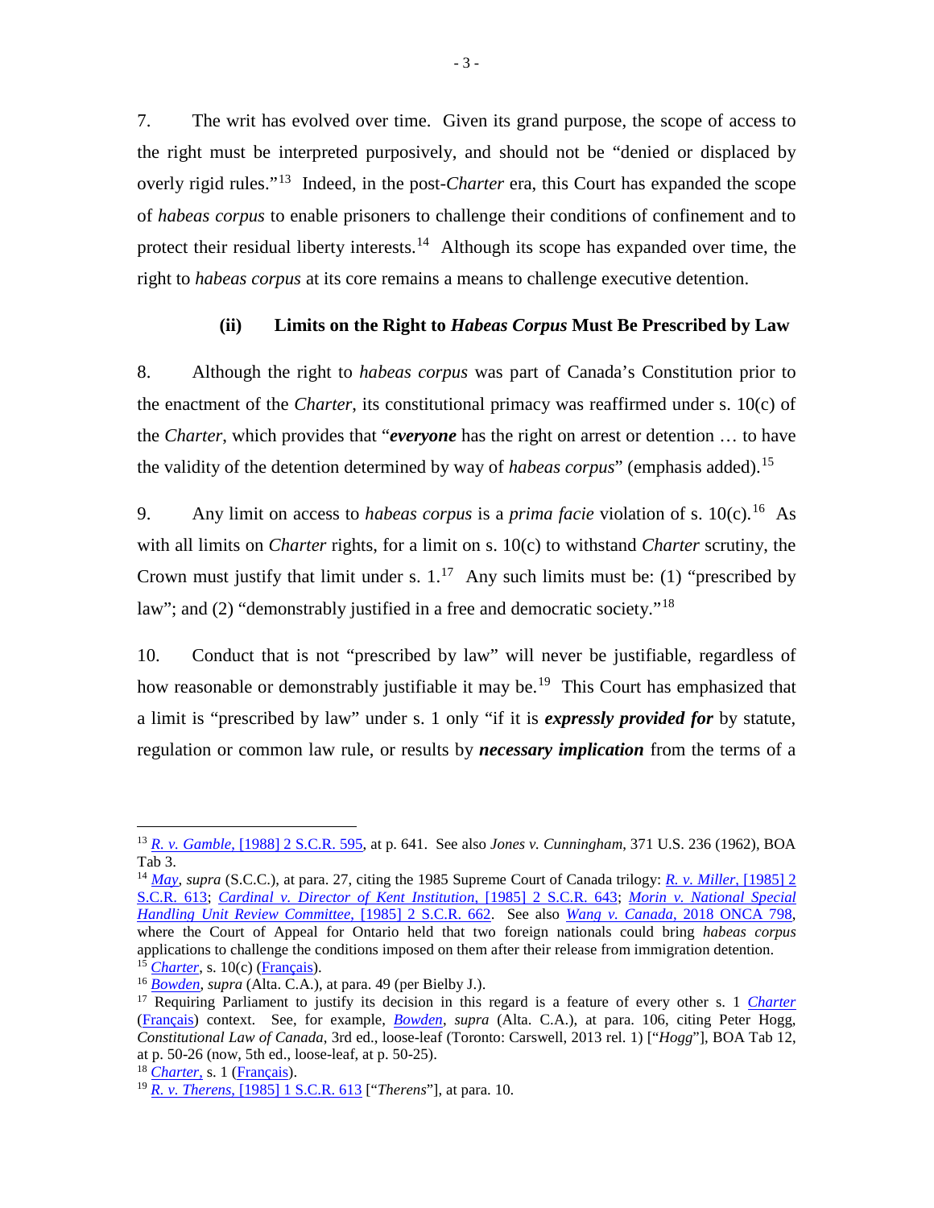7. The writ has evolved over time. Given its grand purpose, the scope of access to the right must be interpreted purposively, and should not be "denied or displaced by overly rigid rules."[13] Indeed, in the post-*Charter* era, this Court has expanded the scope of *habeas corpus* to enable prisoners to challenge their conditions of confinement and to protect their residual liberty interests.[14] Although its scope has expanded over time, the right to *habeas corpus* at its core remains a means to challenge executive detention.

#### (ii) Limits on the Right to *Habeas Corpus* Must Be Prescribed by Law

8. Although the right to *habeas corpus* was part of Canada's Constitution prior to the enactment of the *Charter*, its constitutional primacy was reaffirmed under s. 10(c) of the *Charter*, which provides that "***everyone*** has the right on arrest or detention … to have the validity of the detention determined by way of *habeas corpus*" (emphasis added).[15]

9. Any limit on access to *habeas corpus* is a *prima facie* violation of s. 10(c).[16] As with all limits on *Charter* rights, for a limit on s. 10(c) to withstand *Charter* scrutiny, the Crown must justify that limit under s. 1.[17] Any such limits must be: (1) "prescribed by law"; and (2) "demonstrably justified in a free and democratic society."[18]

10. Conduct that is not "prescribed by law" will never be justifiable, regardless of how reasonable or demonstrably justifiable it may be.[19] This Court has emphasized that a limit is "prescribed by law" under s. 1 only "if it is ***expressly provided for*** by statute, regulation or common law rule, or results by ***necessary implication*** from the terms of a

---

[13] *R. v. Gamble*, [1988] 2 S.C.R. 595, at p. 641. See also *Jones v. Cunningham*, 371 U.S. 236 (1962), BOA Tab 3.

[14] *May*, *supra* (S.C.C.), at para. 27, citing the 1985 Supreme Court of Canada trilogy: *R. v. Miller*, [1985] 2 S.C.R. 613; *Cardinal v. Director of Kent Institution*, [1985] 2 S.C.R. 643; *Morin v. National Special Handling Unit Review Committee*, [1985] 2 S.C.R. 662. See also *Wang v. Canada*, 2018 ONCA 798, where the Court of Appeal for Ontario held that two foreign nationals could bring *habeas corpus* applications to challenge the conditions imposed on them after their release from immigration detention.

[15] *Charter*, s. 10(c) (Français).

[16] *Bowden*, *supra* (Alta. C.A.), at para. 49 (per Bielby J.).

[17] Requiring Parliament to justify its decision in this regard is a feature of every other s. 1 *Charter* (Français) context. See, for example, *Bowden*, *supra* (Alta. C.A.), at para. 106, citing Peter Hogg, *Constitutional Law of Canada*, 3rd ed., loose-leaf (Toronto: Carswell, 2013 rel. 1) ["*Hogg*"], BOA Tab 12, at p. 50-26 (now, 5th ed., loose-leaf, at p. 50-25).

[18] *Charter*, s. 1 (Français).

[19] *R. v. Therens*, [1985] 1 S.C.R. 613 ["*Therens*"], at para. 10.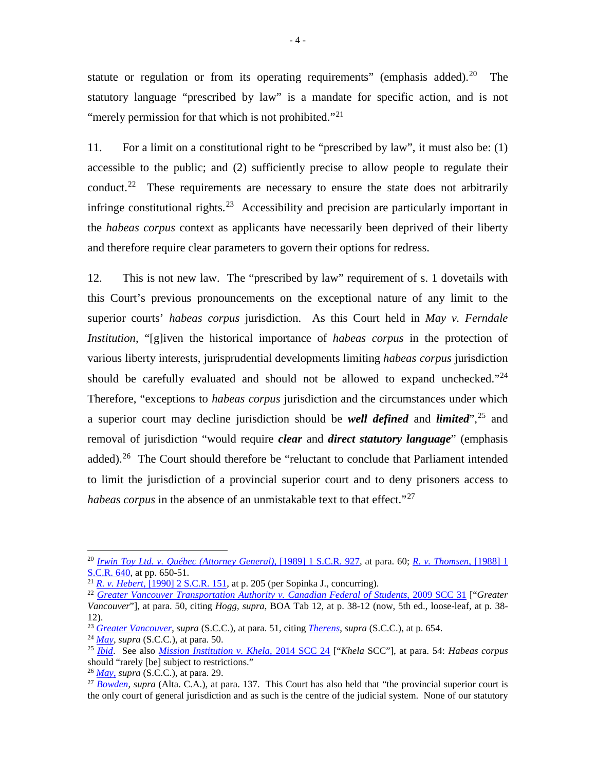statute or regulation or from its operating requirements" (emphasis added).[20] The statutory language "prescribed by law" is a mandate for specific action, and is not "merely permission for that which is not prohibited."[21]

11. For a limit on a constitutional right to be "prescribed by law", it must also be: (1) accessible to the public; and (2) sufficiently precise to allow people to regulate their conduct.[22] These requirements are necessary to ensure the state does not arbitrarily infringe constitutional rights.[23] Accessibility and precision are particularly important in the *habeas corpus* context as applicants have necessarily been deprived of their liberty and therefore require clear parameters to govern their options for redress.

12. This is not new law. The "prescribed by law" requirement of s. 1 dovetails with this Court's previous pronouncements on the exceptional nature of any limit to the superior courts' *habeas corpus* jurisdiction. As this Court held in *May v. Ferndale Institution*, "[g]iven the historical importance of *habeas corpus* in the protection of various liberty interests, jurisprudential developments limiting *habeas corpus* jurisdiction should be carefully evaluated and should not be allowed to expand unchecked."[24] Therefore, "exceptions to *habeas corpus* jurisdiction and the circumstances under which a superior court may decline jurisdiction should be ***well defined*** and ***limited***",[25] and removal of jurisdiction "would require ***clear*** and ***direct statutory language***" (emphasis added).[26] The Court should therefore be "reluctant to conclude that Parliament intended to limit the jurisdiction of a provincial superior court and to deny prisoners access to *habeas corpus* in the absence of an unmistakable text to that effect."[27]

---

[20] *Irwin Toy Ltd. v. Québec (Attorney General)*, [1989] 1 S.C.R. 927, at para. 60; *R. v. Thomsen*, [1988] 1 S.C.R. 640, at pp. 650-51.

[21] *R. v. Hebert*, [1990] 2 S.C.R. 151, at p. 205 (per Sopinka J., concurring).

[22] *Greater Vancouver Transportation Authority v. Canadian Federal of Students*, 2009 SCC 31 ["*Greater Vancouver*"], at para. 50, citing *Hogg*, *supra*, BOA Tab 12, at p. 38-12 (now, 5th ed., loose-leaf, at p. 38-12).

[23] *Greater Vancouver*, *supra* (S.C.C.), at para. 51, citing *Therens*, *supra* (S.C.C.), at p. 654.

[24] *May*, *supra* (S.C.C.), at para. 50.

[25] *Ibid*. See also *Mission Institution v. Khela*, 2014 SCC 24 ["*Khela* SCC"], at para. 54: *Habeas corpus* should "rarely [be] subject to restrictions."

[26] *May*, *supra* (S.C.C.), at para. 29.

[27] *Bowden*, *supra* (Alta. C.A.), at para. 137. This Court has also held that "the provincial superior court is the only court of general jurisdiction and as such is the centre of the judicial system. None of our statutory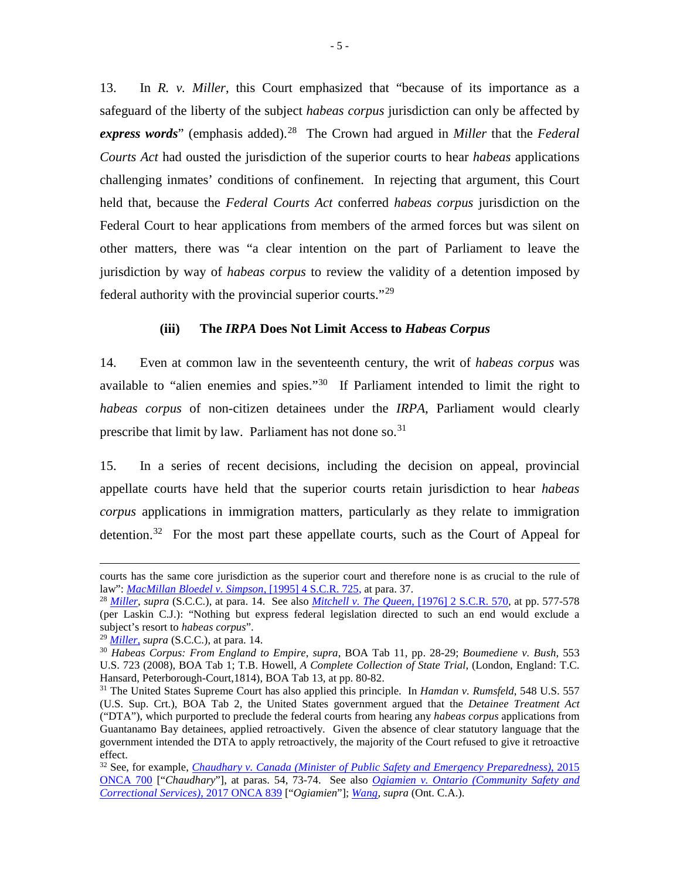13. In *R. v. Miller*, this Court emphasized that "because of its importance as a safeguard of the liberty of the subject *habeas corpus* jurisdiction can only be affected by ***express words***" (emphasis added).[28] The Crown had argued in *Miller* that the *Federal Courts Act* had ousted the jurisdiction of the superior courts to hear *habeas* applications challenging inmates' conditions of confinement. In rejecting that argument, this Court held that, because the *Federal Courts Act* conferred *habeas corpus* jurisdiction on the Federal Court to hear applications from members of the armed forces but was silent on other matters, there was "a clear intention on the part of Parliament to leave the jurisdiction by way of *habeas corpus* to review the validity of a detention imposed by federal authority with the provincial superior courts."[29]

### (iii) The *IRPA* Does Not Limit Access to *Habeas Corpus*

14. Even at common law in the seventeenth century, the writ of *habeas corpus* was available to "alien enemies and spies."[30] If Parliament intended to limit the right to *habeas corpus* of non-citizen detainees under the *IRPA*, Parliament would clearly prescribe that limit by law. Parliament has not done so.[31]

15. In a series of recent decisions, including the decision on appeal, provincial appellate courts have held that the superior courts retain jurisdiction to hear *habeas corpus* applications in immigration matters, particularly as they relate to immigration detention.[32] For the most part these appellate courts, such as the Court of Appeal for

---

courts has the same core jurisdiction as the superior court and therefore none is as crucial to the rule of law": *MacMillan Bloedel v. Simpson*, [1995] 4 S.C.R. 725, at para. 37.

[28] *Miller*, *supra* (S.C.C.), at para. 14. See also *Mitchell v. The Queen*, [1976] 2 S.C.R. 570, at pp. 577-578 (per Laskin C.J.): "Nothing but express federal legislation directed to such an end would exclude a subject's resort to *habeas corpus*".

[29] *Miller*, *supra* (S.C.C.), at para. 14.

[30] *Habeas Corpus: From England to Empire*, *supra*, BOA Tab 11, pp. 28-29; *Boumediene v. Bush*, 553 U.S. 723 (2008), BOA Tab 1; T.B. Howell, *A Complete Collection of State Trial*, (London, England: T.C. Hansard, Peterborough-Court,1814), BOA Tab 13, at pp. 80-82.

[31] The United States Supreme Court has also applied this principle. In *Hamdan v. Rumsfeld*, 548 U.S. 557 (U.S. Sup. Crt.), BOA Tab 2, the United States government argued that the *Detainee Treatment Act* ("DTA"), which purported to preclude the federal courts from hearing any *habeas corpus* applications from Guantanamo Bay detainees, applied retroactively. Given the absence of clear statutory language that the government intended the DTA to apply retroactively, the majority of the Court refused to give it retroactive effect.

[32] See, for example, *Chaudhary v. Canada (Minister of Public Safety and Emergency Preparedness)*, 2015 ONCA 700 ["*Chaudhary*"], at paras. 54, 73-74. See also *Ogiamien v. Ontario (Community Safety and Correctional Services)*, 2017 ONCA 839 ["*Ogiamien*"]; *Wang*, *supra* (Ont. C.A.).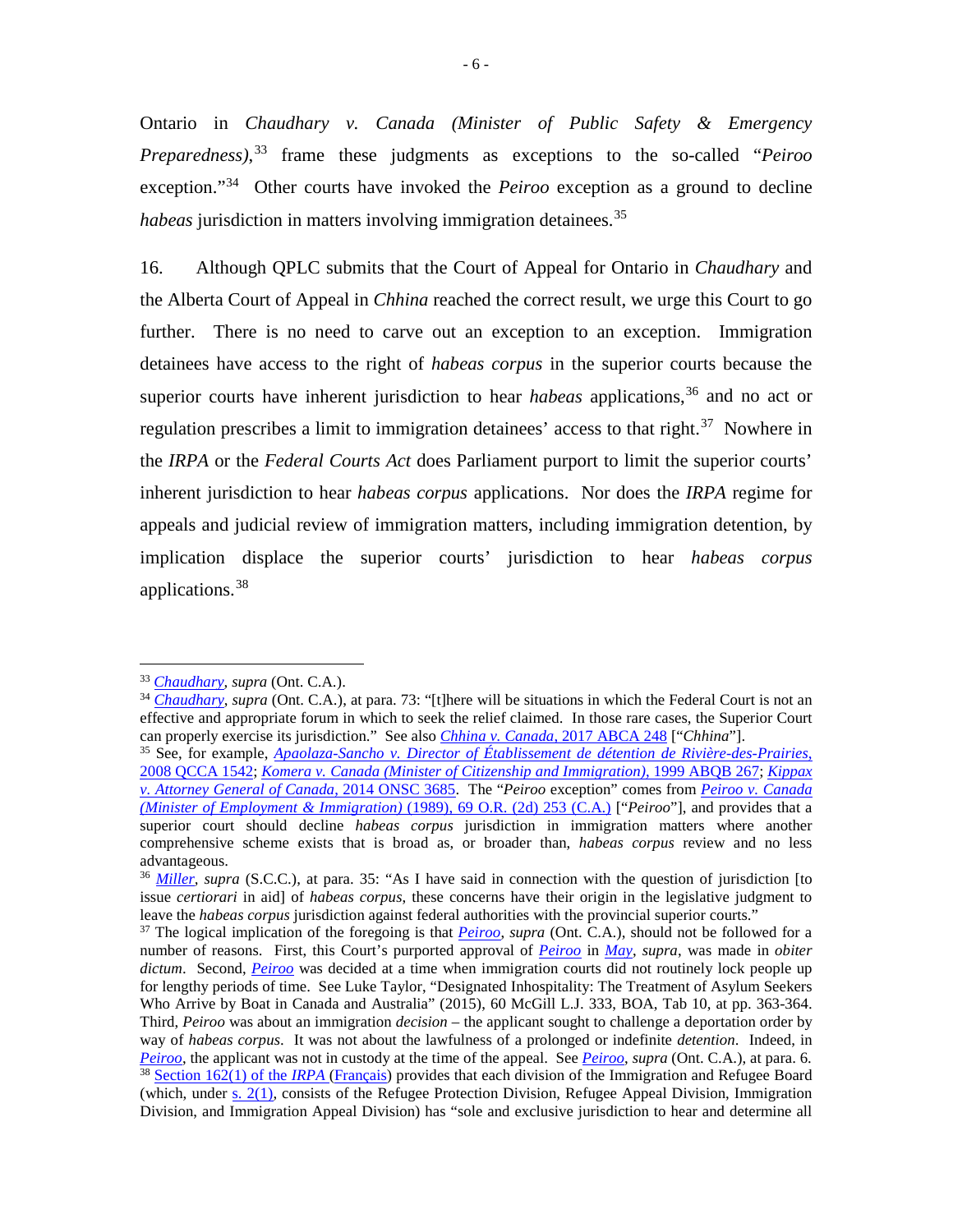Ontario in *Chaudhary v. Canada (Minister of Public Safety & Emergency Preparedness)*,[33] frame these judgments as exceptions to the so-called "*Peiroo* exception."[34] Other courts have invoked the *Peiroo* exception as a ground to decline *habeas* jurisdiction in matters involving immigration detainees.[35]

16. Although QPLC submits that the Court of Appeal for Ontario in *Chaudhary* and the Alberta Court of Appeal in *Chhina* reached the correct result, we urge this Court to go further. There is no need to carve out an exception to an exception. Immigration detainees have access to the right of *habeas corpus* in the superior courts because the superior courts have inherent jurisdiction to hear *habeas* applications,[36] and no act or regulation prescribes a limit to immigration detainees' access to that right.[37] Nowhere in the *IRPA* or the *Federal Courts Act* does Parliament purport to limit the superior courts' inherent jurisdiction to hear *habeas corpus* applications. Nor does the *IRPA* regime for appeals and judicial review of immigration matters, including immigration detention, by implication displace the superior courts' jurisdiction to hear *habeas corpus* applications.[38]

---

[33] *Chaudhary*, *supra* (Ont. C.A.).

[34] *Chaudhary*, *supra* (Ont. C.A.), at para. 73: "[t]here will be situations in which the Federal Court is not an effective and appropriate forum in which to seek the relief claimed. In those rare cases, the Superior Court can properly exercise its jurisdiction." See also *Chhina v. Canada*, 2017 ABCA 248 ["*Chhina*"].

[35] See, for example, *Apaolaza-Sancho v. Director of Établissement de détention de Rivière-des-Prairies*, 2008 QCCA 1542; *Komera v. Canada (Minister of Citizenship and Immigration)*, 1999 ABQB 267; *Kippax v. Attorney General of Canada*, 2014 ONSC 3685. The "*Peiroo* exception" comes from *Peiroo v. Canada (Minister of Employment & Immigration)* (1989), 69 O.R. (2d) 253 (C.A.) ["*Peiroo*"], and provides that a superior court should decline *habeas corpus* jurisdiction in immigration matters where another comprehensive scheme exists that is broad as, or broader than, *habeas corpus* review and no less advantageous.

[36] *Miller*, *supra* (S.C.C.), at para. 35: "As I have said in connection with the question of jurisdiction [to issue *certiorari* in aid] of *habeas corpus*, these concerns have their origin in the legislative judgment to leave the *habeas corpus* jurisdiction against federal authorities with the provincial superior courts."

[37] The logical implication of the foregoing is that *Peiroo*, *supra* (Ont. C.A.), should not be followed for a number of reasons. First, this Court's purported approval of *Peiroo* in *May*, *supra*, was made in *obiter dictum*. Second, *Peiroo* was decided at a time when immigration courts did not routinely lock people up for lengthy periods of time. See Luke Taylor, "Designated Inhospitality: The Treatment of Asylum Seekers Who Arrive by Boat in Canada and Australia" (2015), 60 McGill L.J. 333, BOA, Tab 10, at pp. 363-364. Third, *Peiroo* was about an immigration *decision* – the applicant sought to challenge a deportation order by way of *habeas corpus*. It was not about the lawfulness of a prolonged or indefinite *detention*. Indeed, in *Peiroo*, the applicant was not in custody at the time of the appeal. See *Peiroo*, *supra* (Ont. C.A.), at para. 6.

[38] Section 162(1) of the *IRPA* (Français) provides that each division of the Immigration and Refugee Board (which, under s. 2(1), consists of the Refugee Protection Division, Refugee Appeal Division, Immigration Division, and Immigration Appeal Division) has "sole and exclusive jurisdiction to hear and determine all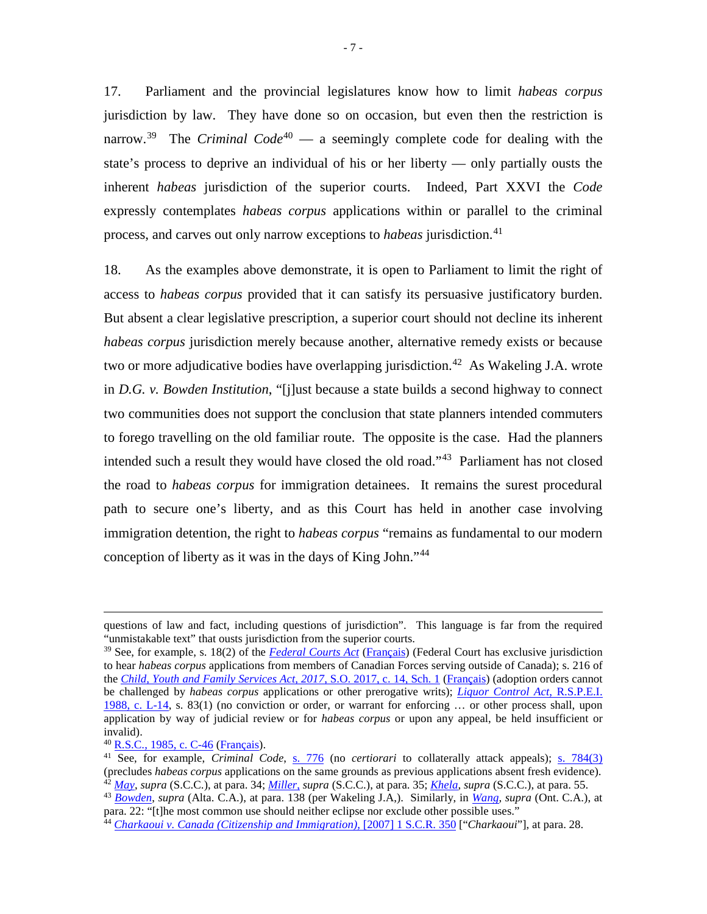17. Parliament and the provincial legislatures know how to limit *habeas corpus* jurisdiction by law. They have done so on occasion, but even then the restriction is narrow.[39] The *Criminal Code*[40] — a seemingly complete code for dealing with the state's process to deprive an individual of his or her liberty — only partially ousts the inherent *habeas* jurisdiction of the superior courts. Indeed, Part XXVI the *Code* expressly contemplates *habeas corpus* applications within or parallel to the criminal process, and carves out only narrow exceptions to *habeas* jurisdiction.[41]

18. As the examples above demonstrate, it is open to Parliament to limit the right of access to *habeas corpus* provided that it can satisfy its persuasive justificatory burden. But absent a clear legislative prescription, a superior court should not decline its inherent *habeas corpus* jurisdiction merely because another, alternative remedy exists or because two or more adjudicative bodies have overlapping jurisdiction.[42] As Wakeling J.A. wrote in *D.G. v. Bowden Institution*, "[j]ust because a state builds a second highway to connect two communities does not support the conclusion that state planners intended commuters to forego travelling on the old familiar route. The opposite is the case. Had the planners intended such a result they would have closed the old road."[43] Parliament has not closed the road to *habeas corpus* for immigration detainees. It remains the surest procedural path to secure one's liberty, and as this Court has held in another case involving immigration detention, the right to *habeas corpus* "remains as fundamental to our modern conception of liberty as it was in the days of King John."[44]

---

questions of law and fact, including questions of jurisdiction". This language is far from the required "unmistakable text" that ousts jurisdiction from the superior courts.

[39] See, for example, s. 18(2) of the *Federal Courts Act* (Français) (Federal Court has exclusive jurisdiction to hear *habeas corpus* applications from members of Canadian Forces serving outside of Canada); s. 216 of the *Child, Youth and Family Services Act, 2017*, S.O. 2017, c. 14, Sch. 1 (Français) (adoption orders cannot be challenged by *habeas corpus* applications or other prerogative writs); *Liquor Control Act*, R.S.P.E.I. 1988, c. L-14, s. 83(1) (no conviction or order, or warrant for enforcing … or other process shall, upon application by way of judicial review or for *habeas corpus* or upon any appeal, be held insufficient or invalid).

[40] R.S.C., 1985, c. C-46 (Français).

[41] See, for example, *Criminal Code*, s. 776 (no *certiorari* to collaterally attack appeals); s. 784(3) (precludes *habeas corpus* applications on the same grounds as previous applications absent fresh evidence).

[42] *May*, *supra* (S.C.C.), at para. 34; *Miller*, *supra* (S.C.C.), at para. 35; *Khela*, *supra* (S.C.C.), at para. 55.

[43] *Bowden*, *supra* (Alta. C.A.), at para. 138 (per Wakeling J.A,). Similarly, in *Wang*, *supra* (Ont. C.A.), at para. 22: "[t]he most common use should neither eclipse nor exclude other possible uses."

[44] *Charkaoui v. Canada (Citizenship and Immigration)*, [2007] 1 S.C.R. 350 ["*Charkaoui*"], at para. 28.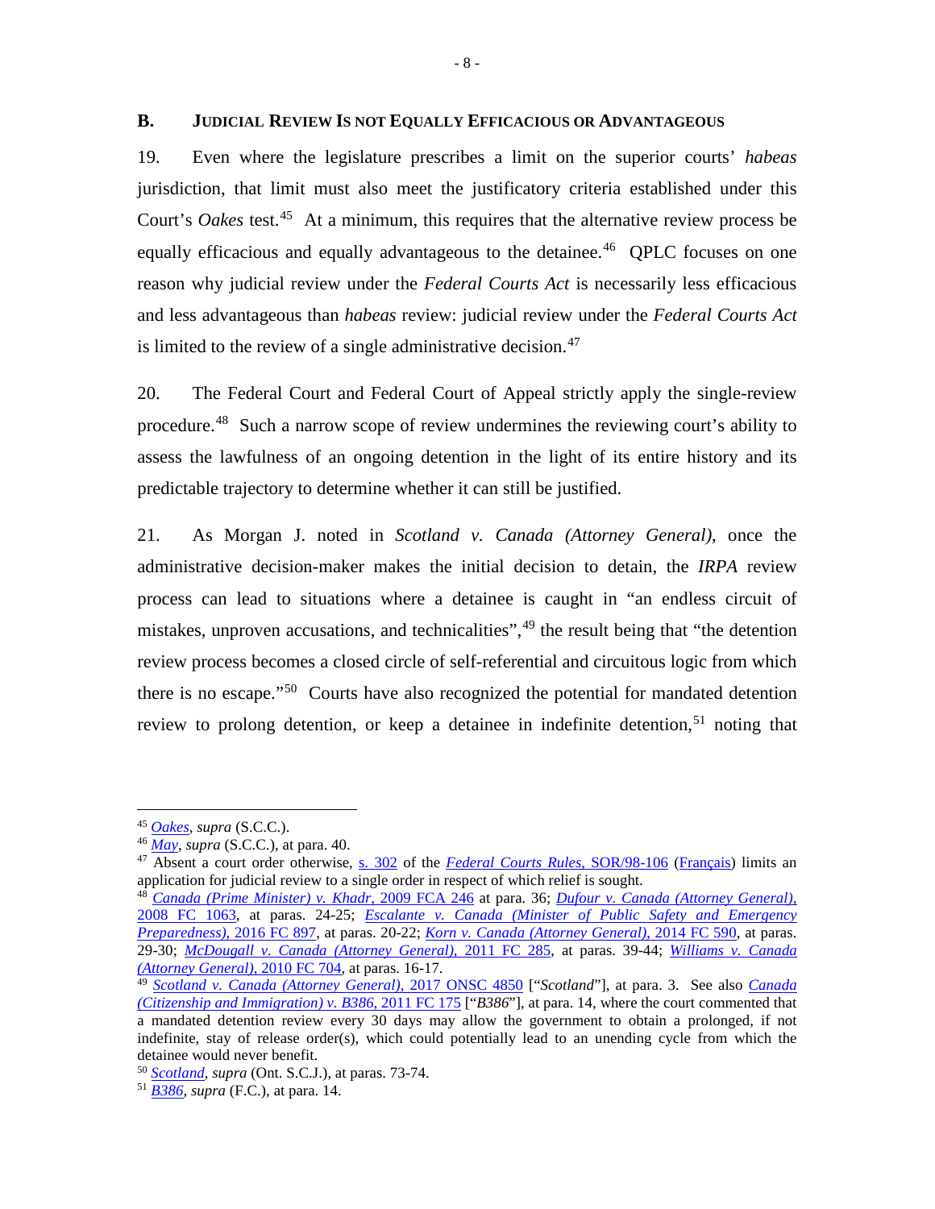## B. JUDICIAL REVIEW IS NOT EQUALLY EFFICACIOUS OR ADVANTAGEOUS

19. Even where the legislature prescribes a limit on the superior courts' *habeas* jurisdiction, that limit must also meet the justificatory criteria established under this Court's *Oakes* test.[45] At a minimum, this requires that the alternative review process be equally efficacious and equally advantageous to the detainee.[46] QPLC focuses on one reason why judicial review under the *Federal Courts Act* is necessarily less efficacious and less advantageous than *habeas* review: judicial review under the *Federal Courts Act* is limited to the review of a single administrative decision.[47]

20. The Federal Court and Federal Court of Appeal strictly apply the single-review procedure.[48] Such a narrow scope of review undermines the reviewing court's ability to assess the lawfulness of an ongoing detention in the light of its entire history and its predictable trajectory to determine whether it can still be justified.

21. As Morgan J. noted in *Scotland v. Canada (Attorney General)*, once the administrative decision-maker makes the initial decision to detain, the *IRPA* review process can lead to situations where a detainee is caught in "an endless circuit of mistakes, unproven accusations, and technicalities",[49] the result being that "the detention review process becomes a closed circle of self-referential and circuitous logic from which there is no escape."[50] Courts have also recognized the potential for mandated detention review to prolong detention, or keep a detainee in indefinite detention,[51] noting that

---

[45] *Oakes*, *supra* (S.C.C.).

[46] *May*, *supra* (S.C.C.), at para. 40.

[47] Absent a court order otherwise, s. 302 of the *Federal Courts Rules*, SOR/98-106 (Français) limits an application for judicial review to a single order in respect of which relief is sought.

[48] *Canada (Prime Minister) v. Khadr*, 2009 FCA 246 at para. 36; *Dufour v. Canada (Attorney General)*, 2008 FC 1063, at paras. 24-25; *Escalante v. Canada (Minister of Public Safety and Emergency Preparedness)*, 2016 FC 897, at paras. 20-22; *Korn v. Canada (Attorney General)*, 2014 FC 590, at paras. 29-30; *McDougall v. Canada (Attorney General)*, 2011 FC 285, at paras. 39-44; *Williams v. Canada (Attorney General)*, 2010 FC 704, at paras. 16-17.

[49] *Scotland v. Canada (Attorney General)*, 2017 ONSC 4850 ["*Scotland*"], at para. 3. See also *Canada (Citizenship and Immigration) v. B386*, 2011 FC 175 ["*B386*"], at para. 14, where the court commented that a mandated detention review every 30 days may allow the government to obtain a prolonged, if not indefinite, stay of release order(s), which could potentially lead to an unending cycle from which the detainee would never benefit.

[50] *Scotland*, *supra* (Ont. S.C.J.), at paras. 73-74.

[51] *B386*, *supra* (F.C.), at para. 14.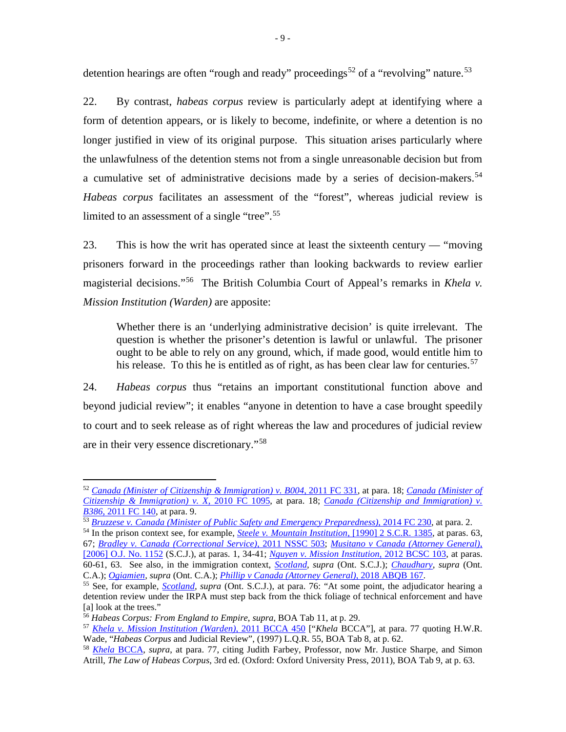detention hearings are often "rough and ready" proceedings[52] of a "revolving" nature.[53]

22. By contrast, *habeas corpus* review is particularly adept at identifying where a form of detention appears, or is likely to become, indefinite, or where a detention is no longer justified in view of its original purpose. This situation arises particularly where the unlawfulness of the detention stems not from a single unreasonable decision but from a cumulative set of administrative decisions made by a series of decision-makers.[54] *Habeas corpus* facilitates an assessment of the "forest", whereas judicial review is limited to an assessment of a single "tree".[55]

23. This is how the writ has operated since at least the sixteenth century — "moving prisoners forward in the proceedings rather than looking backwards to review earlier magisterial decisions."[56] The British Columbia Court of Appeal's remarks in *Khela v. Mission Institution (Warden)* are apposite:

> Whether there is an 'underlying administrative decision' is quite irrelevant. The question is whether the prisoner's detention is lawful or unlawful. The prisoner ought to be able to rely on any ground, which, if made good, would entitle him to his release. To this he is entitled as of right, as has been clear law for centuries.[57]

24. *Habeas corpus* thus "retains an important constitutional function above and beyond judicial review"; it enables "anyone in detention to have a case brought speedily to court and to seek release as of right whereas the law and procedures of judicial review are in their very essence discretionary."[58]

---

[52] *Canada (Minister of Citizenship & Immigration) v. B004*, 2011 FC 331, at para. 18; *Canada (Minister of Citizenship & Immigration) v. X*, 2010 FC 1095, at para. 18; *Canada (Citizenship and Immigration) v. B386*, 2011 FC 140, at para. 9.

[53] *Bruzzese v. Canada (Minister of Public Safety and Emergency Preparedness)*, 2014 FC 230, at para. 2.

[54] In the prison context see, for example, *Steele v. Mountain Institution*, [1990] 2 S.C.R. 1385, at paras. 63, 67; *Bradley v. Canada (Correctional Service)*, 2011 NSSC 503; *Musitano v Canada (Attorney General)*, [2006] O.J. No. 1152 (S.C.J.), at paras. 1, 34-41; *Nguyen v. Mission Institution*, 2012 BCSC 103, at paras. 60-61, 63. See also, in the immigration context, *Scotland*, *supra* (Ont. S.C.J.); *Chaudhary*, *supra* (Ont. C.A.); *Ogiamien*, *supra* (Ont. C.A.); *Phillip v Canada (Attorney General)*, 2018 ABQB 167.

[55] See, for example, *Scotland*, *supra* (Ont. S.C.J.), at para. 76: "At some point, the adjudicator hearing a detention review under the IRPA must step back from the thick foliage of technical enforcement and have [a] look at the trees."

[56] *Habeas Corpus: From England to Empire*, *supra*, BOA Tab 11, at p. 29.

[57] *Khela v. Mission Institution (Warden)*, 2011 BCCA 450 ["*Khela* BCCA"], at para. 77 quoting H.W.R. Wade, "*Habeas Corpus* and Judicial Review", (1997) L.Q.R. 55, BOA Tab 8, at p. 62.

[58] *Khela* BCCA, *supra*, at para. 77, citing Judith Farbey, Professor, now Mr. Justice Sharpe, and Simon Atrill, *The Law of Habeas Corpus*, 3rd ed. (Oxford: Oxford University Press, 2011), BOA Tab 9, at p. 63.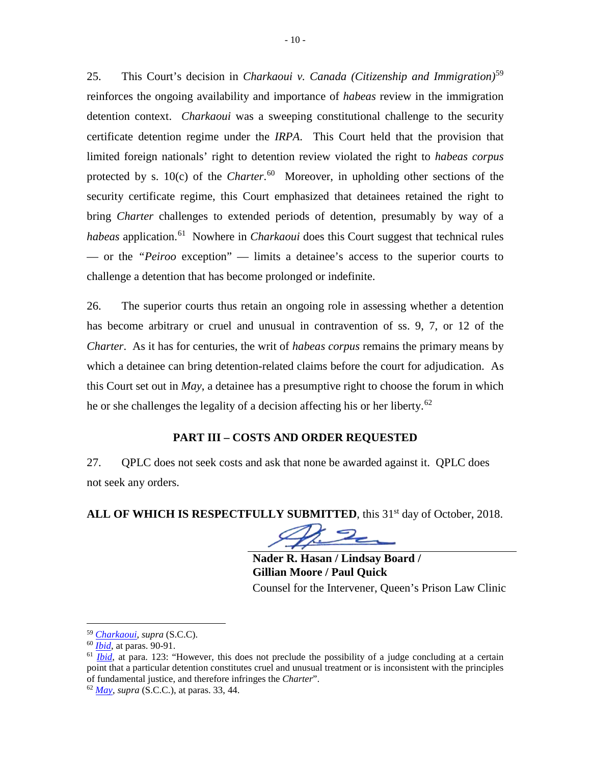25. This Court's decision in *Charkaoui v. Canada (Citizenship and Immigration)*[59] reinforces the ongoing availability and importance of *habeas* review in the immigration detention context. *Charkaoui* was a sweeping constitutional challenge to the security certificate detention regime under the *IRPA*. This Court held that the provision that limited foreign nationals' right to detention review violated the right to *habeas corpus* protected by s. 10(c) of the *Charter*.[60] Moreover, in upholding other sections of the security certificate regime, this Court emphasized that detainees retained the right to bring *Charter* challenges to extended periods of detention, presumably by way of a *habeas* application.[61] Nowhere in *Charkaoui* does this Court suggest that technical rules — or the "*Peiroo* exception" — limits a detainee's access to the superior courts to challenge a detention that has become prolonged or indefinite.

26. The superior courts thus retain an ongoing role in assessing whether a detention has become arbitrary or cruel and unusual in contravention of ss. 9, 7, or 12 of the *Charter*. As it has for centuries, the writ of *habeas corpus* remains the primary means by which a detainee can bring detention-related claims before the court for adjudication. As this Court set out in *May*, a detainee has a presumptive right to choose the forum in which he or she challenges the legality of a decision affecting his or her liberty.[62]

## PART III – COSTS AND ORDER REQUESTED

27. QPLC does not seek costs and ask that none be awarded against it. QPLC does not seek any orders.

**ALL OF WHICH IS RESPECTFULLY SUBMITTED**, this 31st day of October, 2018.

**Nader R. Hasan / Lindsay Board / Gillian Moore / Paul Quick**
Counsel for the Intervener, Queen's Prison Law Clinic

---

[59] *Charkaoui*, *supra* (S.C.C).

[60] *Ibid*, at paras. 90-91.

[61] *Ibid*, at para. 123: "However, this does not preclude the possibility of a judge concluding at a certain point that a particular detention constitutes cruel and unusual treatment or is inconsistent with the principles of fundamental justice, and therefore infringes the *Charter*".

[62] *May*, *supra* (S.C.C.), at paras. 33, 44.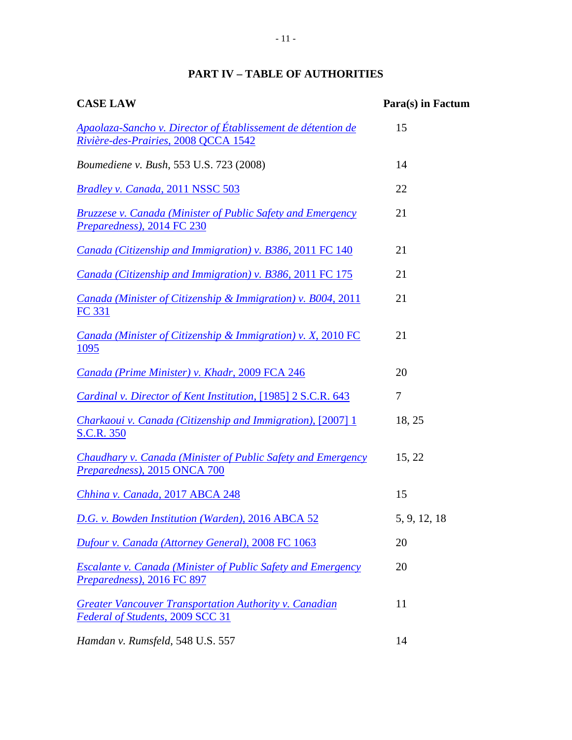## PART IV – TABLE OF AUTHORITIES

| CASE LAW | Para(s) in Factum |
|---|---|
| *Apaolaza-Sancho v. Director of Établissement de détention de Rivière-des-Prairies*, 2008 QCCA 1542 | 15 |
| *Boumediene v. Bush*, 553 U.S. 723 (2008) | 14 |
| *Bradley v. Canada*, 2011 NSSC 503 | 22 |
| *Bruzzese v. Canada (Minister of Public Safety and Emergency Preparedness)*, 2014 FC 230 | 21 |
| *Canada (Citizenship and Immigration) v. B386*, 2011 FC 140 | 21 |
| *Canada (Citizenship and Immigration) v. B386*, 2011 FC 175 | 21 |
| *Canada (Minister of Citizenship & Immigration) v. B004*, 2011 FC 331 | 21 |
| *Canada (Minister of Citizenship & Immigration) v. X*, 2010 FC 1095 | 21 |
| *Canada (Prime Minister) v. Khadr*, 2009 FCA 246 | 20 |
| *Cardinal v. Director of Kent Institution*, [1985] 2 S.C.R. 643 | 7 |
| *Charkaoui v. Canada (Citizenship and Immigration)*, [2007] 1 S.C.R. 350 | 18, 25 |
| *Chaudhary v. Canada (Minister of Public Safety and Emergency Preparedness)*, 2015 ONCA 700 | 15, 22 |
| *Chhina v. Canada*, 2017 ABCA 248 | 15 |
| *D.G. v. Bowden Institution (Warden)*, 2016 ABCA 52 | 5, 9, 12, 18 |
| *Dufour v. Canada (Attorney General)*, 2008 FC 1063 | 20 |
| *Escalante v. Canada (Minister of Public Safety and Emergency Preparedness)*, 2016 FC 897 | 20 |
| *Greater Vancouver Transportation Authority v. Canadian Federal of Students*, 2009 SCC 31 | 11 |
| *Hamdan v. Rumsfeld*, 548 U.S. 557 | 14 |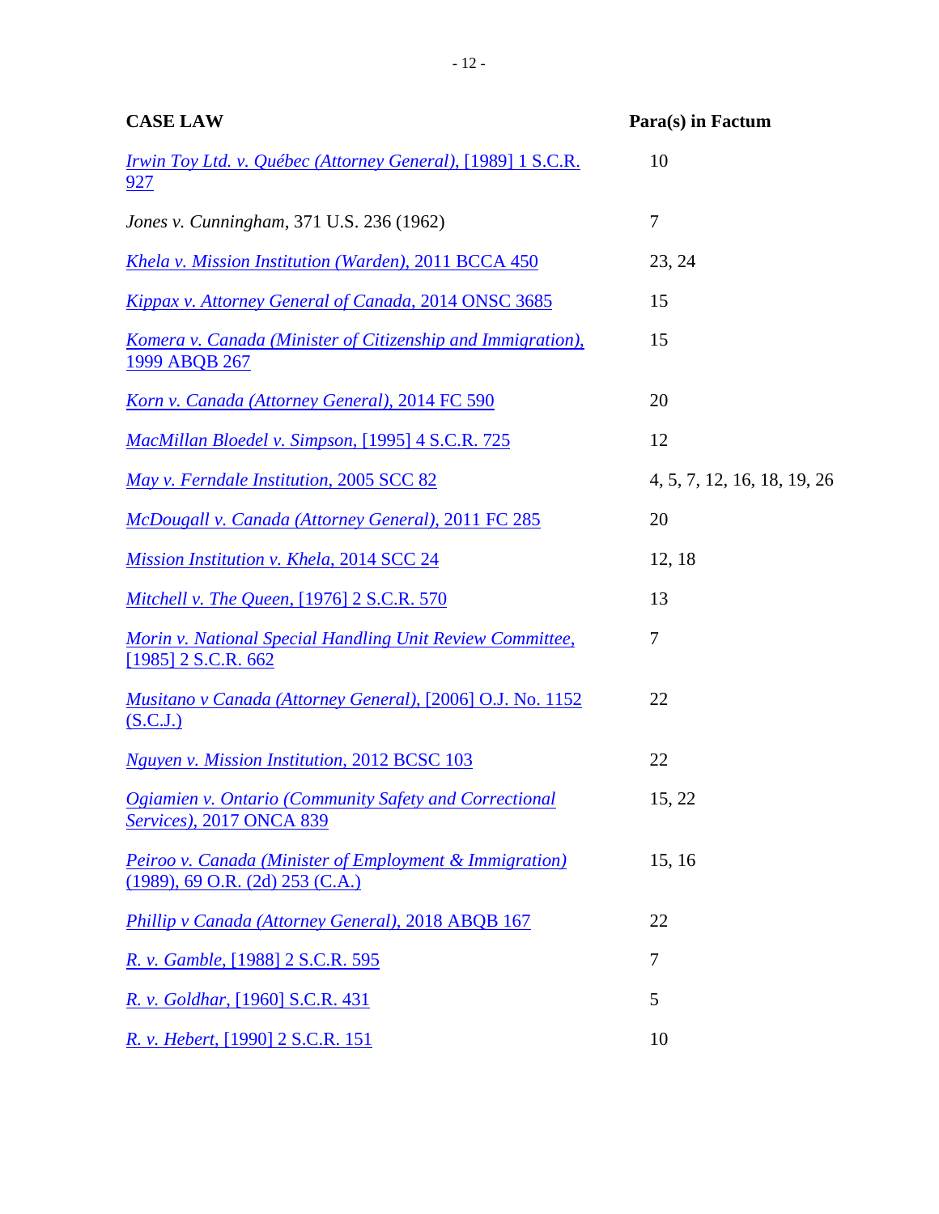| CASE LAW | Para(s) in Factum |
|---|---|
| *Irwin Toy Ltd. v. Québec (Attorney General)*, [1989] 1 S.C.R. 927 | 10 |
| *Jones v. Cunningham*, 371 U.S. 236 (1962) | 7 |
| *Khela v. Mission Institution (Warden)*, 2011 BCCA 450 | 23, 24 |
| *Kippax v. Attorney General of Canada*, 2014 ONSC 3685 | 15 |
| *Komera v. Canada (Minister of Citizenship and Immigration)*, 1999 ABQB 267 | 15 |
| *Korn v. Canada (Attorney General)*, 2014 FC 590 | 20 |
| *MacMillan Bloedel v. Simpson*, [1995] 4 S.C.R. 725 | 12 |
| *May v. Ferndale Institution*, 2005 SCC 82 | 4, 5, 7, 12, 16, 18, 19, 26 |
| *McDougall v. Canada (Attorney General)*, 2011 FC 285 | 20 |
| *Mission Institution v. Khela*, 2014 SCC 24 | 12, 18 |
| *Mitchell v. The Queen*, [1976] 2 S.C.R. 570 | 13 |
| *Morin v. National Special Handling Unit Review Committee*, [1985] 2 S.C.R. 662 | 7 |
| *Musitano v Canada (Attorney General)*, [2006] O.J. No. 1152 (S.C.J.) | 22 |
| *Nguyen v. Mission Institution*, 2012 BCSC 103 | 22 |
| *Ogiamien v. Ontario (Community Safety and Correctional Services)*, 2017 ONCA 839 | 15, 22 |
| *Peiroo v. Canada (Minister of Employment & Immigration)* (1989), 69 O.R. (2d) 253 (C.A.) | 15, 16 |
| *Phillip v Canada (Attorney General)*, 2018 ABQB 167 | 22 |
| *R. v. Gamble*, [1988] 2 S.C.R. 595 | 7 |
| *R. v. Goldhar*, [1960] S.C.R. 431 | 5 |
| *R. v. Hebert*, [1990] 2 S.C.R. 151 | 10 |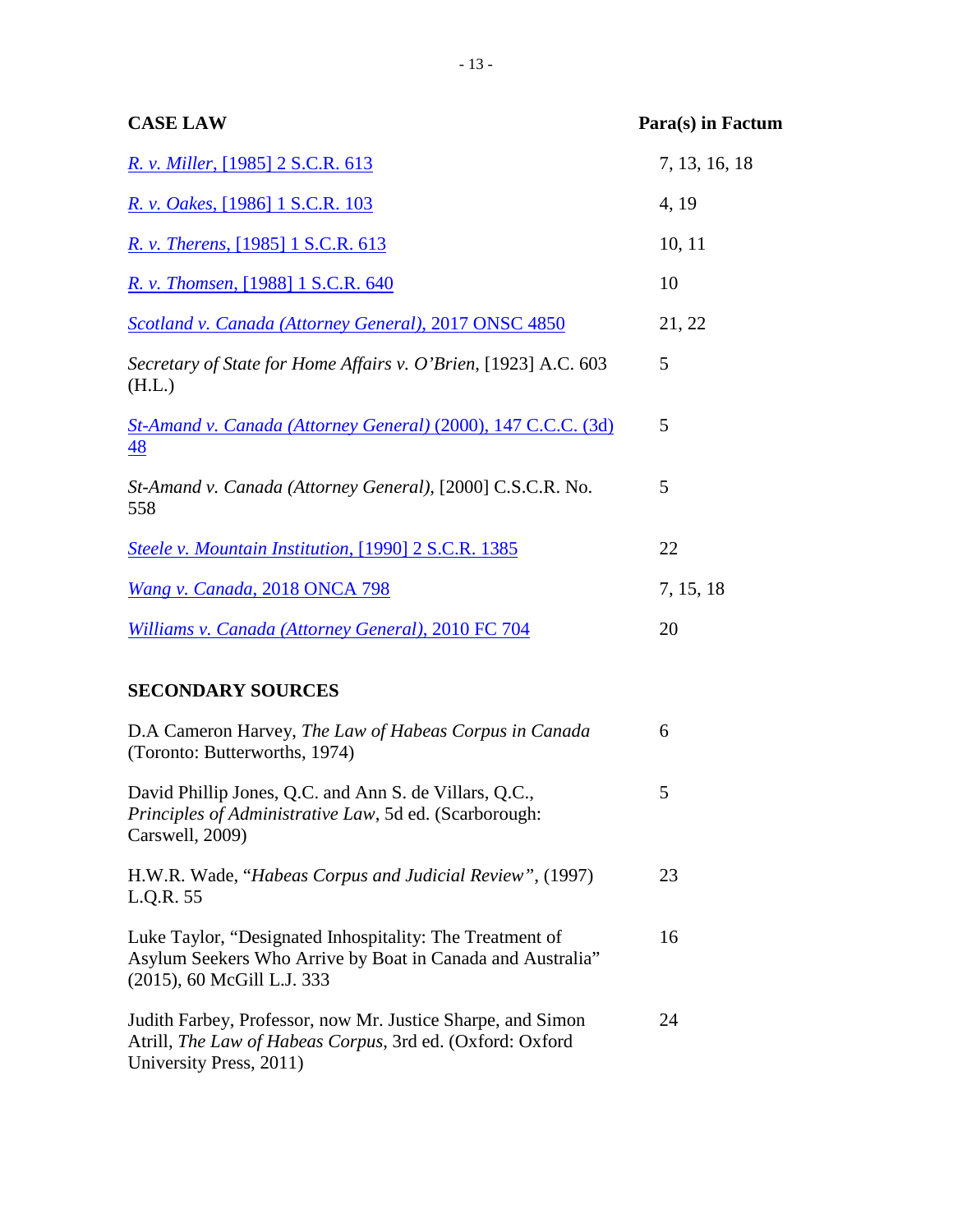| CASE LAW | Para(s) in Factum |
|---|---|
| *R. v. Miller*, [1985] 2 S.C.R. 613 | 7, 13, 16, 18 |
| *R. v. Oakes*, [1986] 1 S.C.R. 103 | 4, 19 |
| *R. v. Therens*, [1985] 1 S.C.R. 613 | 10, 11 |
| *R. v. Thomsen*, [1988] 1 S.C.R. 640 | 10 |
| *Scotland v. Canada (Attorney General)*, 2017 ONSC 4850 | 21, 22 |
| *Secretary of State for Home Affairs v. O'Brien*, [1923] A.C. 603 (H.L.) | 5 |
| *St-Amand v. Canada (Attorney General)* (2000), 147 C.C.C. (3d) 48 | 5 |
| *St-Amand v. Canada (Attorney General)*, [2000] C.S.C.R. No. 558 | 5 |
| *Steele v. Mountain Institution*, [1990] 2 S.C.R. 1385 | 22 |
| *Wang v. Canada*, 2018 ONCA 798 | 7, 15, 18 |
| *Williams v. Canada (Attorney General)*, 2010 FC 704 | 20 |

| SECONDARY SOURCES | |
|---|---|
| D.A Cameron Harvey, *The Law of Habeas Corpus in Canada* (Toronto: Butterworths, 1974) | 6 |
| David Phillip Jones, Q.C. and Ann S. de Villars, Q.C., *Principles of Administrative Law*, 5d ed. (Scarborough: Carswell, 2009) | 5 |
| H.W.R. Wade, "*Habeas Corpus and Judicial Review*", (1997) L.Q.R. 55 | 23 |
| Luke Taylor, "Designated Inhospitality: The Treatment of Asylum Seekers Who Arrive by Boat in Canada and Australia" (2015), 60 McGill L.J. 333 | 16 |
| Judith Farbey, Professor, now Mr. Justice Sharpe, and Simon Atrill, *The Law of Habeas Corpus*, 3rd ed. (Oxford: Oxford University Press, 2011) | 24 |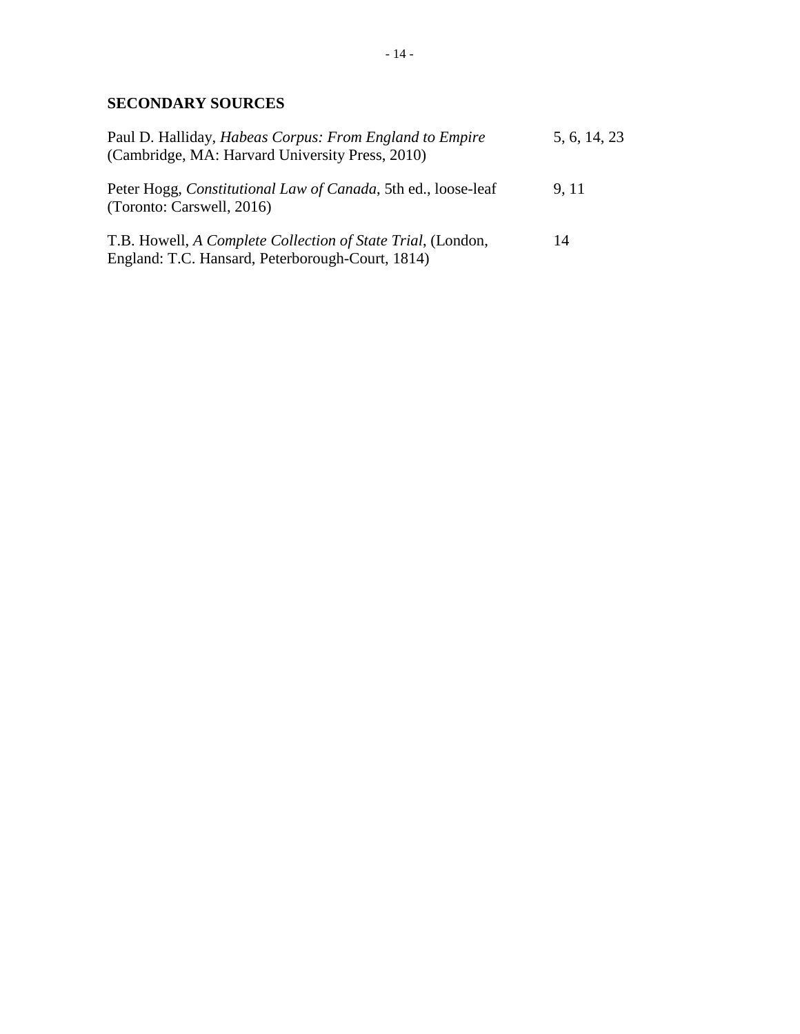## SECONDARY SOURCES

| | |
|---|---|
| Paul D. Halliday, *Habeas Corpus: From England to Empire* (Cambridge, MA: Harvard University Press, 2010) | 5, 6, 14, 23 |
| Peter Hogg, *Constitutional Law of Canada*, 5th ed., loose-leaf (Toronto: Carswell, 2016) | 9, 11 |
| T.B. Howell, *A Complete Collection of State Trial*, (London, England: T.C. Hansard, Peterborough-Court, 1814) | 14 |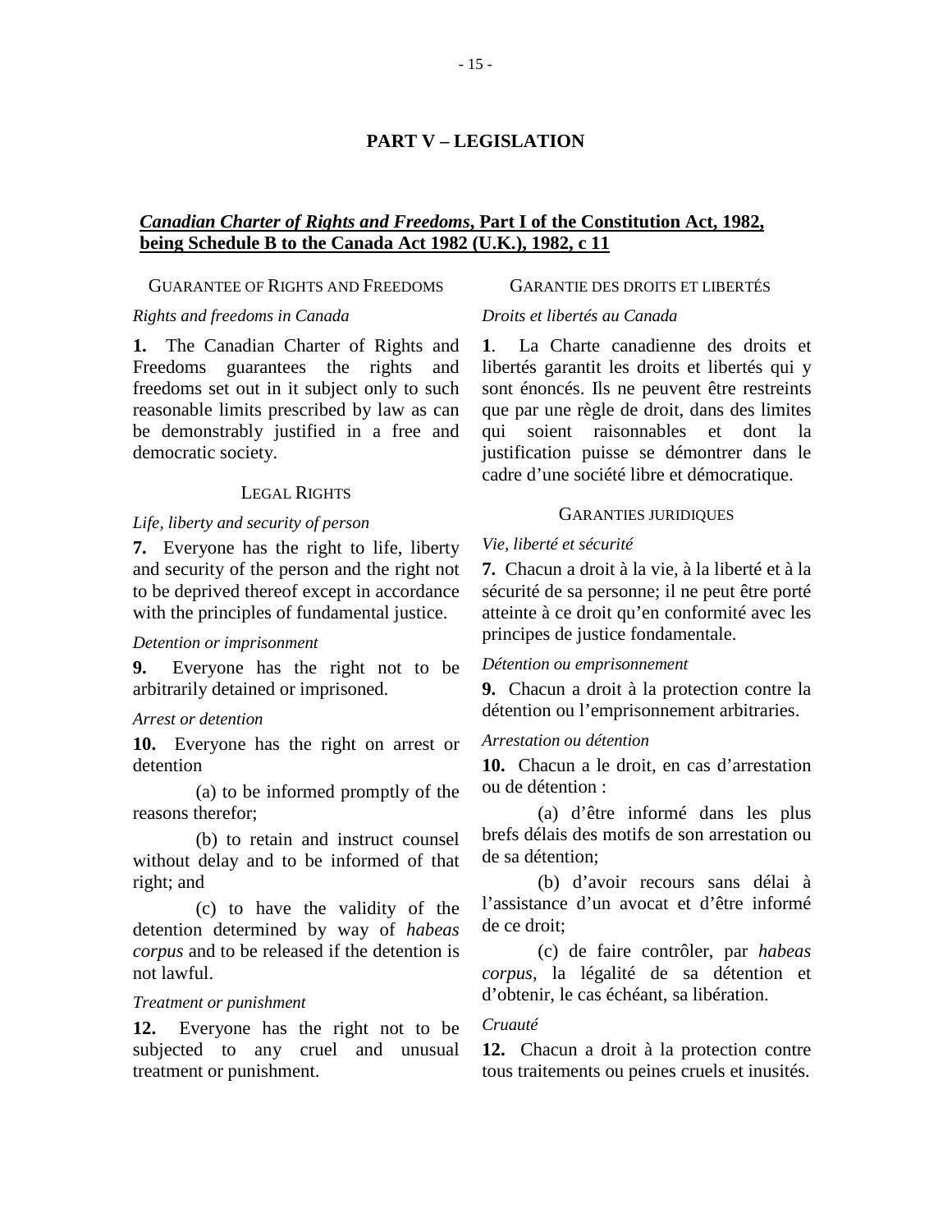# PART V – LEGISLATION

## ***Canadian Charter of Rights and Freedoms*, Part I of the Constitution Act, 1982, being Schedule B to the Canada Act 1982 (U.K.), 1982, c 11**

GUARANTEE OF RIGHTS AND FREEDOMS

*Rights and freedoms in Canada*

**1.** The Canadian Charter of Rights and Freedoms guarantees the rights and freedoms set out in it subject only to such reasonable limits prescribed by law as can be demonstrably justified in a free and democratic society.

LEGAL RIGHTS

*Life, liberty and security of person*

**7.** Everyone has the right to life, liberty and security of the person and the right not to be deprived thereof except in accordance with the principles of fundamental justice.

*Detention or imprisonment*

**9.** Everyone has the right not to be arbitrarily detained or imprisoned.

*Arrest or detention*

**10.** Everyone has the right on arrest or detention

(a) to be informed promptly of the reasons therefor;

(b) to retain and instruct counsel without delay and to be informed of that right; and

(c) to have the validity of the detention determined by way of *habeas corpus* and to be released if the detention is not lawful.

*Treatment or punishment*

**12.** Everyone has the right not to be subjected to any cruel and unusual treatment or punishment.

GARANTIE DES DROITS ET LIBERTÉS

*Droits et libertés au Canada*

**1**. La Charte canadienne des droits et libertés garantit les droits et libertés qui y sont énoncés. Ils ne peuvent être restreints que par une règle de droit, dans des limites qui soient raisonnables et dont la justification puisse se démontrer dans le cadre d'une société libre et démocratique.

GARANTIES JURIDIQUES

*Vie, liberté et sécurité*

**7.** Chacun a droit à la vie, à la liberté et à la sécurité de sa personne; il ne peut être porté atteinte à ce droit qu'en conformité avec les principes de justice fondamentale.

*Détention ou emprisonnement*

**9.** Chacun a droit à la protection contre la détention ou l'emprisonnement arbitraries.

*Arrestation ou détention*

**10.** Chacun a le droit, en cas d'arrestation ou de détention :

(a) d'être informé dans les plus brefs délais des motifs de son arrestation ou de sa détention;

(b) d'avoir recours sans délai à l'assistance d'un avocat et d'être informé de ce droit;

(c) de faire contrôler, par *habeas corpus*, la légalité de sa détention et d'obtenir, le cas échéant, sa libération.

*Cruauté*

**12.** Chacun a droit à la protection contre tous traitements ou peines cruels et inusités.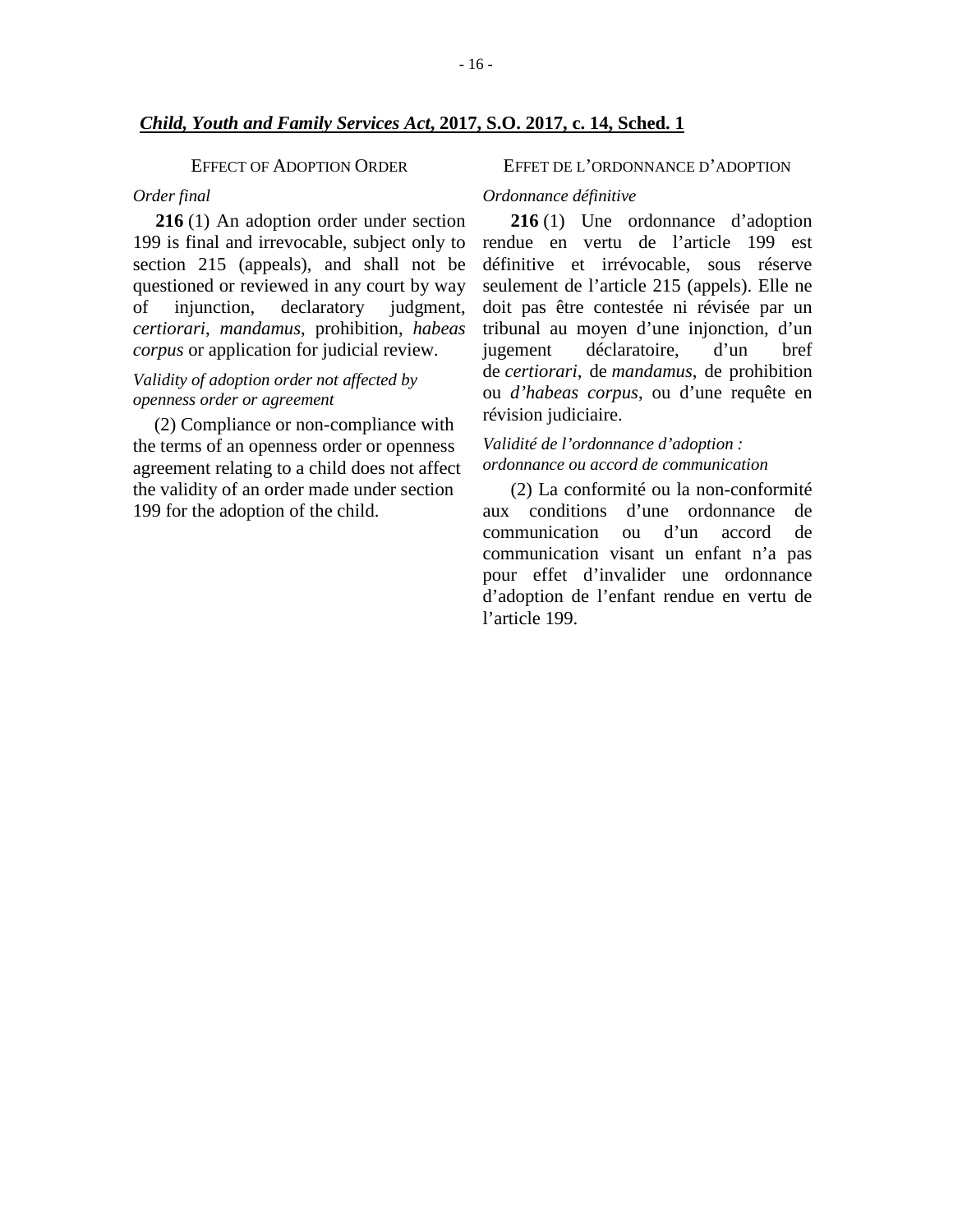**_Child, Youth and Family Services Act_, 2017, S.O. 2017, c. 14, Sched. 1**

EFFECT OF ADOPTION ORDER

*Order final*

**216** (1) An adoption order under section 199 is final and irrevocable, subject only to section 215 (appeals), and shall not be questioned or reviewed in any court by way of injunction, declaratory judgment, *certiorari*, *mandamus*, prohibition, *habeas corpus* or application for judicial review.

*Validity of adoption order not affected by openness order or agreement*

(2) Compliance or non-compliance with the terms of an openness order or openness agreement relating to a child does not affect the validity of an order made under section 199 for the adoption of the child.

EFFET DE L'ORDONNANCE D'ADOPTION

*Ordonnance définitive*

**216** (1) Une ordonnance d'adoption rendue en vertu de l'article 199 est définitive et irrévocable, sous réserve seulement de l'article 215 (appels). Elle ne doit pas être contestée ni révisée par un tribunal au moyen d'une injonction, d'un jugement déclaratoire, d'un bref de *certiorari*, de *mandamus*, de prohibition ou *d'habeas corpus*, ou d'une requête en révision judiciaire.

*Validité de l'ordonnance d'adoption : ordonnance ou accord de communication*

(2) La conformité ou la non-conformité aux conditions d'une ordonnance de communication ou d'un accord de communication visant un enfant n'a pas pour effet d'invalider une ordonnance d'adoption de l'enfant rendue en vertu de l'article 199.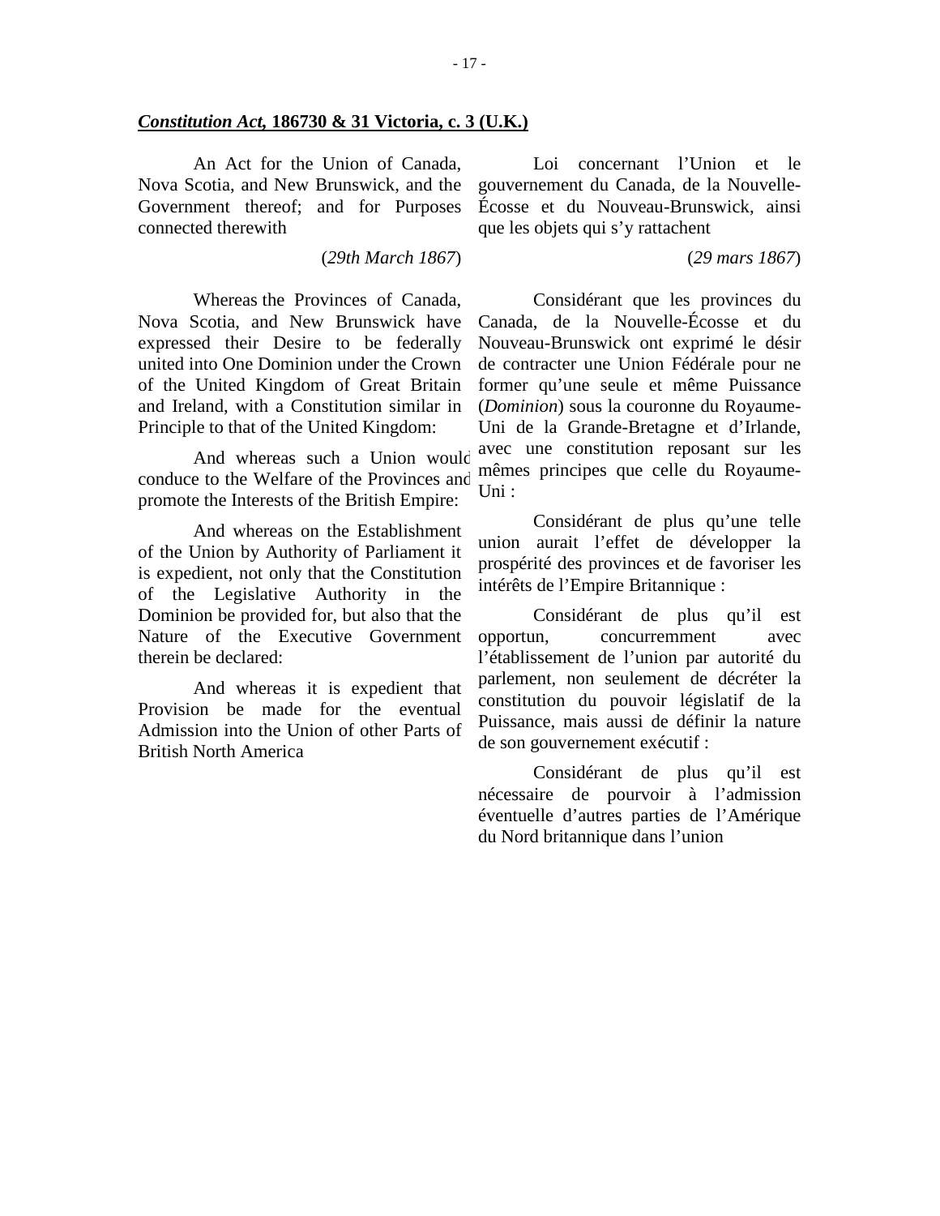***Constitution Act*, 186730 & 31 Victoria, c. 3 (U.K.)**

An Act for the Union of Canada, Nova Scotia, and New Brunswick, and the Government thereof; and for Purposes connected therewith

(*29th March 1867*)

Whereas the Provinces of Canada, Nova Scotia, and New Brunswick have expressed their Desire to be federally united into One Dominion under the Crown of the United Kingdom of Great Britain and Ireland, with a Constitution similar in Principle to that of the United Kingdom:

And whereas such a Union would conduce to the Welfare of the Provinces and promote the Interests of the British Empire:

And whereas on the Establishment of the Union by Authority of Parliament it is expedient, not only that the Constitution of the Legislative Authority in the Dominion be provided for, but also that the Nature of the Executive Government therein be declared:

And whereas it is expedient that Provision be made for the eventual Admission into the Union of other Parts of British North America

Loi concernant l'Union et le gouvernement du Canada, de la Nouvelle-Écosse et du Nouveau-Brunswick, ainsi que les objets qui s'y rattachent

(*29 mars 1867*)

Considérant que les provinces du Canada, de la Nouvelle-Écosse et du Nouveau-Brunswick ont exprimé le désir de contracter une Union Fédérale pour ne former qu'une seule et même Puissance (*Dominion*) sous la couronne du Royaume-Uni de la Grande-Bretagne et d'Irlande, avec une constitution reposant sur les mêmes principes que celle du Royaume-Uni :

Considérant de plus qu'une telle union aurait l'effet de développer la prospérité des provinces et de favoriser les intérêts de l'Empire Britannique :

Considérant de plus qu'il est opportun, concurremment avec l'établissement de l'union par autorité du parlement, non seulement de décréter la constitution du pouvoir législatif de la Puissance, mais aussi de définir la nature de son gouvernement exécutif :

Considérant de plus qu'il est nécessaire de pourvoir à l'admission éventuelle d'autres parties de l'Amérique du Nord britannique dans l'union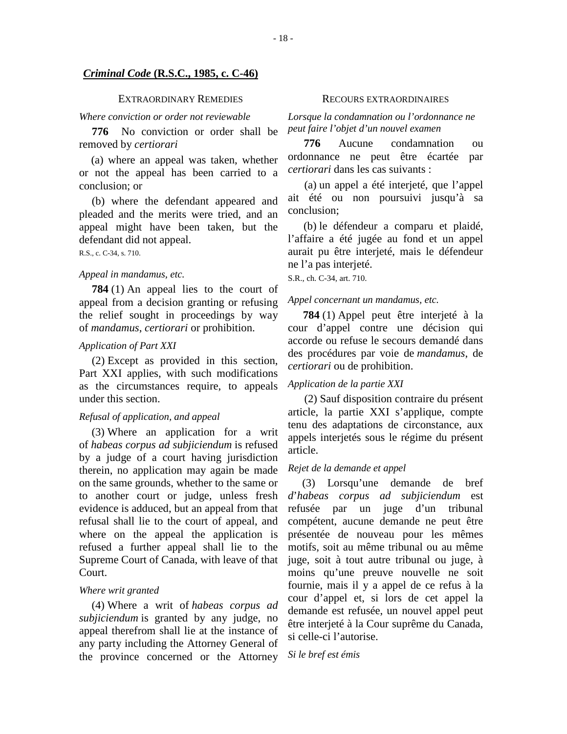***Criminal Code* (R.S.C., 1985, c. C-46)**

EXTRAORDINARY REMEDIES

*Where conviction or order not reviewable*

**776** No conviction or order shall be removed by *certiorari*

(a) where an appeal was taken, whether or not the appeal has been carried to a conclusion; or

(b) where the defendant appeared and pleaded and the merits were tried, and an appeal might have been taken, but the defendant did not appeal.

R.S., c. C-34, s. 710.

*Appeal in mandamus, etc.*

**784** (1) An appeal lies to the court of appeal from a decision granting or refusing the relief sought in proceedings by way of *mandamus*, *certiorari* or prohibition.

*Application of Part XXI*

(2) Except as provided in this section, Part XXI applies, with such modifications as the circumstances require, to appeals under this section.

*Refusal of application, and appeal*

(3) Where an application for a writ of *habeas corpus ad subjiciendum* is refused by a judge of a court having jurisdiction therein, no application may again be made on the same grounds, whether to the same or to another court or judge, unless fresh evidence is adduced, but an appeal from that refusal shall lie to the court of appeal, and where on the appeal the application is refused a further appeal shall lie to the Supreme Court of Canada, with leave of that Court.

*Where writ granted*

(4) Where a writ of *habeas corpus ad subjiciendum* is granted by any judge, no appeal therefrom shall lie at the instance of any party including the Attorney General of the province concerned or the Attorney

RECOURS EXTRAORDINAIRES

*Lorsque la condamnation ou l'ordonnance ne peut faire l'objet d'un nouvel examen*

**776** Aucune condamnation ou ordonnance ne peut être écartée par *certiorari* dans les cas suivants :

(a) un appel a été interjeté, que l'appel ait été ou non poursuivi jusqu'à sa conclusion;

(b) le défendeur a comparu et plaidé, l'affaire a été jugée au fond et un appel aurait pu être interjeté, mais le défendeur ne l'a pas interjeté.

S.R., ch. C-34, art. 710.

*Appel concernant un mandamus, etc.*

**784** (1) Appel peut être interjeté à la cour d'appel contre une décision qui accorde ou refuse le secours demandé dans des procédures par voie de *mandamus*, de *certiorari* ou de prohibition.

*Application de la partie XXI*

(2) Sauf disposition contraire du présent article, la partie XXI s'applique, compte tenu des adaptations de circonstance, aux appels interjetés sous le régime du présent article.

*Rejet de la demande et appel*

(3) Lorsqu'une demande de bref d'*habeas corpus ad subjiciendum* est refusée par un juge d'un tribunal compétent, aucune demande ne peut être présentée de nouveau pour les mêmes motifs, soit au même tribunal ou au même juge, soit à tout autre tribunal ou juge, à moins qu'une preuve nouvelle ne soit fournie, mais il y a appel de ce refus à la cour d'appel et, si lors de cet appel la demande est refusée, un nouvel appel peut être interjeté à la Cour suprême du Canada, si celle-ci l'autorise.

*Si le bref est émis*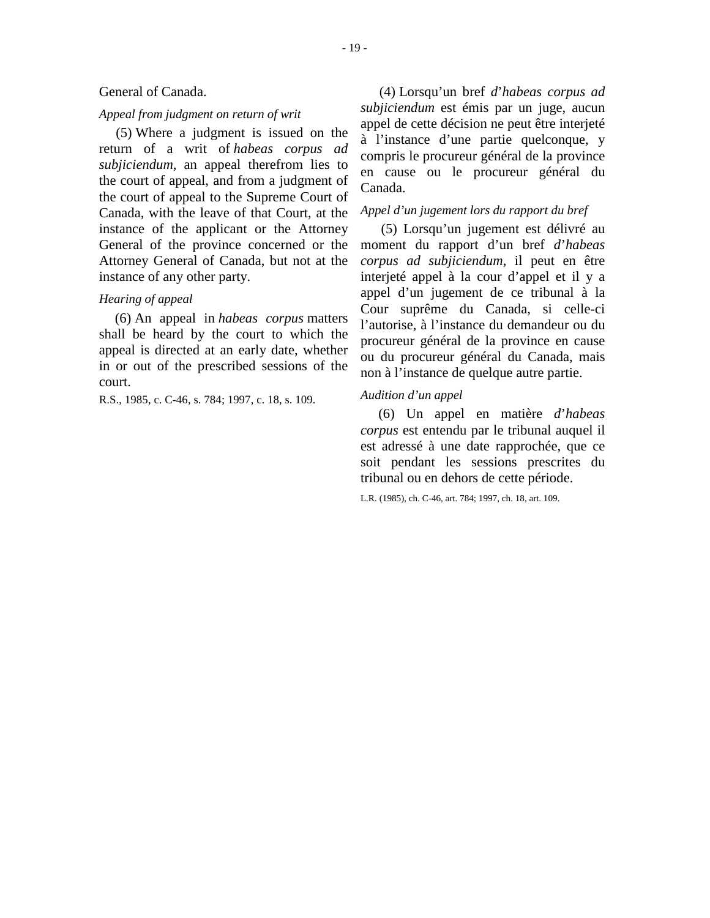General of Canada.

*Appeal from judgment on return of writ*

(5) Where a judgment is issued on the return of a writ of *habeas corpus ad subjiciendum*, an appeal therefrom lies to the court of appeal, and from a judgment of the court of appeal to the Supreme Court of Canada, with the leave of that Court, at the instance of the applicant or the Attorney General of the province concerned or the Attorney General of Canada, but not at the instance of any other party.

*Hearing of appeal*

(6) An appeal in *habeas corpus* matters shall be heard by the court to which the appeal is directed at an early date, whether in or out of the prescribed sessions of the court.

R.S., 1985, c. C-46, s. 784; 1997, c. 18, s. 109.

(4) Lorsqu’un bref *d’habeas corpus ad subjiciendum* est émis par un juge, aucun appel de cette décision ne peut être interjeté à l’instance d’une partie quelconque, y compris le procureur général de la province en cause ou le procureur général du Canada.

*Appel d’un jugement lors du rapport du bref*

(5) Lorsqu’un jugement est délivré au moment du rapport d’un bref *d’habeas corpus ad subjiciendum*, il peut en être interjeté appel à la cour d’appel et il y a appel d’un jugement de ce tribunal à la Cour suprême du Canada, si celle-ci l’autorise, à l’instance du demandeur ou du procureur général de la province en cause ou du procureur général du Canada, mais non à l’instance de quelque autre partie.

*Audition d’un appel*

(6) Un appel en matière *d’habeas corpus* est entendu par le tribunal auquel il est adressé à une date rapprochée, que ce soit pendant les sessions prescrites du tribunal ou en dehors de cette période.

L.R. (1985), ch. C-46, art. 784; 1997, ch. 18, art. 109.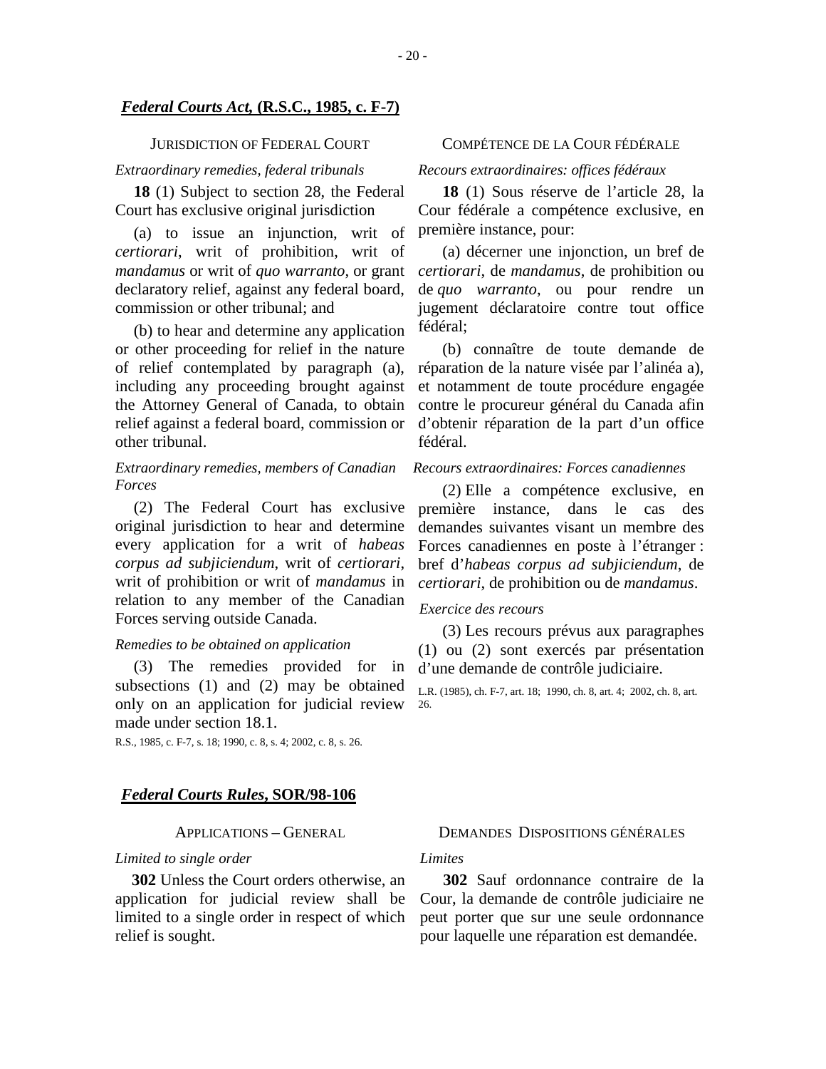## ***Federal Courts Act*, (R.S.C., 1985, c. F-7)**

JURISDICTION OF FEDERAL COURT

*Extraordinary remedies, federal tribunals*

**18** (1) Subject to section 28, the Federal Court has exclusive original jurisdiction

(a) to issue an injunction, writ of *certiorari*, writ of prohibition, writ of *mandamus* or writ of *quo warranto*, or grant declaratory relief, against any federal board, commission or other tribunal; and

(b) to hear and determine any application or other proceeding for relief in the nature of relief contemplated by paragraph (a), including any proceeding brought against the Attorney General of Canada, to obtain relief against a federal board, commission or other tribunal.

*Extraordinary remedies, members of Canadian Forces*

(2) The Federal Court has exclusive original jurisdiction to hear and determine every application for a writ of *habeas corpus ad subjiciendum*, writ of *certiorari*, writ of prohibition or writ of *mandamus* in relation to any member of the Canadian Forces serving outside Canada.

*Remedies to be obtained on application*

(3) The remedies provided for in subsections (1) and (2) may be obtained only on an application for judicial review made under section 18.1.

R.S., 1985, c. F-7, s. 18; 1990, c. 8, s. 4; 2002, c. 8, s. 26.

COMPÉTENCE DE LA COUR FÉDÉRALE

*Recours extraordinaires: offices fédéraux*

**18** (1) Sous réserve de l'article 28, la Cour fédérale a compétence exclusive, en première instance, pour:

(a) décerner une injonction, un bref de *certiorari*, de *mandamus*, de prohibition ou de *quo warranto*, ou pour rendre un jugement déclaratoire contre tout office fédéral;

(b) connaître de toute demande de réparation de la nature visée par l'alinéa a), et notamment de toute procédure engagée contre le procureur général du Canada afin d'obtenir réparation de la part d'un office fédéral.

*Recours extraordinaires: Forces canadiennes*

(2) Elle a compétence exclusive, en première instance, dans le cas des demandes suivantes visant un membre des Forces canadiennes en poste à l'étranger : bref d'*habeas corpus ad subjiciendum*, de *certiorari*, de prohibition ou de *mandamus*.

*Exercice des recours*

(3) Les recours prévus aux paragraphes (1) ou (2) sont exercés par présentation d'une demande de contrôle judiciaire.

L.R. (1985), ch. F-7, art. 18; 1990, ch. 8, art. 4; 2002, ch. 8, art. 26.

## ***Federal Courts Rules*, SOR/98-106**

APPLICATIONS – GENERAL

*Limited to single order*

**302** Unless the Court orders otherwise, an application for judicial review shall be limited to a single order in respect of which relief is sought.

DEMANDES DISPOSITIONS GÉNÉRALES

*Limites*

**302** Sauf ordonnance contraire de la Cour, la demande de contrôle judiciaire ne peut porter que sur une seule ordonnance pour laquelle une réparation est demandée.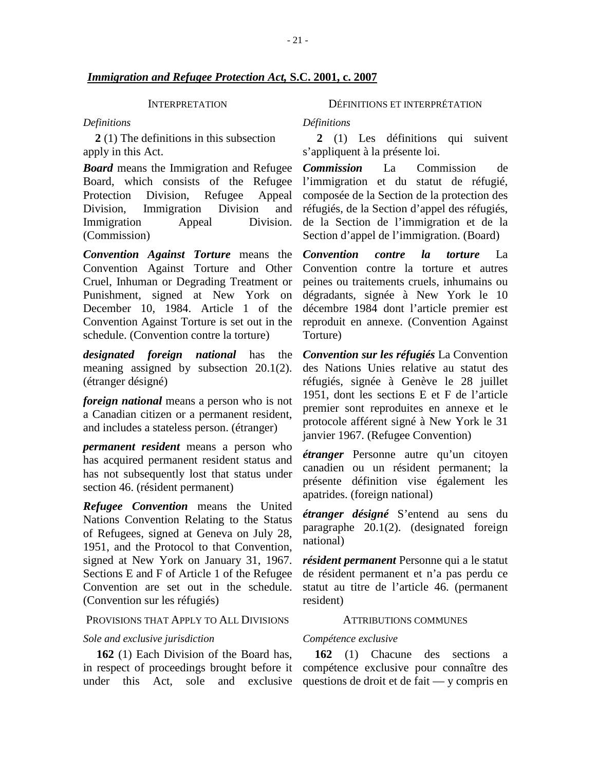## *Immigration and Refugee Protection Act,* S.C. 2001, c. 2007

INTERPRETATION

*Definitions*

**2** (1) The definitions in this subsection apply in this Act.

***Board*** means the Immigration and Refugee Board, which consists of the Refugee Protection Division, Refugee Appeal Division, Immigration Division and Immigration Appeal Division. (Commission)

***Convention Against Torture*** means the Convention Against Torture and Other Cruel, Inhuman or Degrading Treatment or Punishment, signed at New York on December 10, 1984. Article 1 of the Convention Against Torture is set out in the schedule. (Convention contre la torture)

***designated foreign national*** has the meaning assigned by subsection 20.1(2). (étranger désigné)

***foreign national*** means a person who is not a Canadian citizen or a permanent resident, and includes a stateless person. (étranger)

***permanent resident*** means a person who has acquired permanent resident status and has not subsequently lost that status under section 46. (résident permanent)

***Refugee Convention*** means the United Nations Convention Relating to the Status of Refugees, signed at Geneva on July 28, 1951, and the Protocol to that Convention, signed at New York on January 31, 1967. Sections E and F of Article 1 of the Refugee Convention are set out in the schedule. (Convention sur les réfugiés)

PROVISIONS THAT APPLY TO ALL DIVISIONS

*Sole and exclusive jurisdiction*

**162** (1) Each Division of the Board has, in respect of proceedings brought before it under this Act, sole and exclusive

DÉFINITIONS ET INTERPRÉTATION

*Définitions*

**2** (1) Les définitions qui suivent s'appliquent à la présente loi.

***Commission*** La Commission de l'immigration et du statut de réfugié, composée de la Section de la protection des réfugiés, de la Section d'appel des réfugiés, de la Section de l'immigration et de la Section d'appel de l'immigration. (Board)

***Convention contre la torture*** La Convention contre la torture et autres peines ou traitements cruels, inhumains ou dégradants, signée à New York le 10 décembre 1984 dont l'article premier est reproduit en annexe. (Convention Against Torture)

***Convention sur les réfugiés*** La Convention des Nations Unies relative au statut des réfugiés, signée à Genève le 28 juillet 1951, dont les sections E et F de l'article premier sont reproduites en annexe et le protocole afférent signé à New York le 31 janvier 1967. (Refugee Convention)

***étranger*** Personne autre qu'un citoyen canadien ou un résident permanent; la présente définition vise également les apatrides. (foreign national)

***étranger désigné*** S'entend au sens du paragraphe 20.1(2). (designated foreign national)

***résident permanent*** Personne qui a le statut de résident permanent et n'a pas perdu ce statut au titre de l'article 46. (permanent resident)

ATTRIBUTIONS COMMUNES

*Compétence exclusive*

**162** (1) Chacune des sections a compétence exclusive pour connaître des questions de droit et de fait — y compris en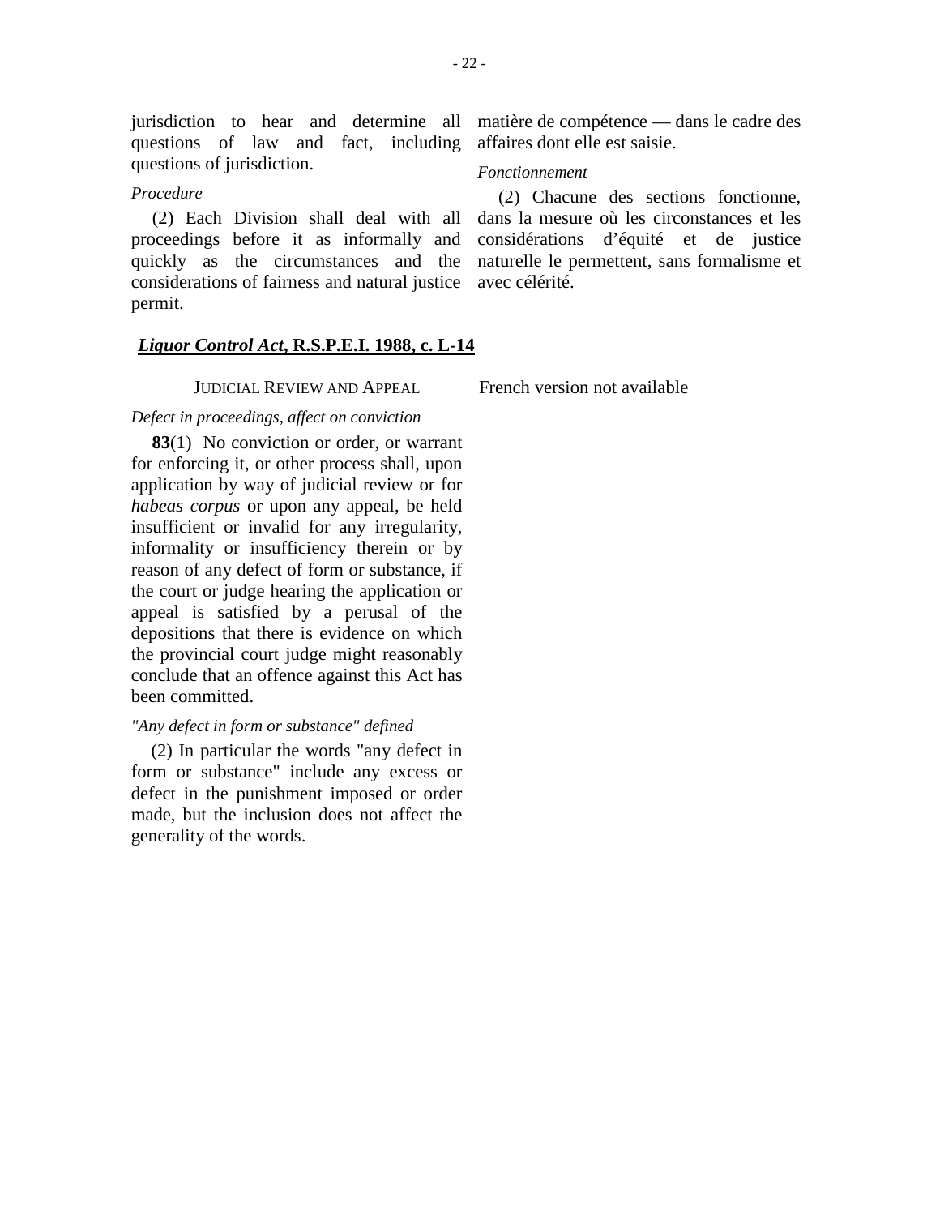jurisdiction to hear and determine all questions of law and fact, including questions of jurisdiction.

*Procedure*

(2) Each Division shall deal with all proceedings before it as informally and quickly as the circumstances and the considerations of fairness and natural justice permit.

matière de compétence — dans le cadre des affaires dont elle est saisie.

*Fonctionnement*

(2) Chacune des sections fonctionne, dans la mesure où les circonstances et les considérations d'équité et de justice naturelle le permettent, sans formalisme et avec célérité.

## ***Liquor Control Act*, R.S.P.E.I. 1988, c. L-14**

JUDICIAL REVIEW AND APPEAL

French version not available

*Defect in proceedings, affect on conviction*

**83**(1) No conviction or order, or warrant for enforcing it, or other process shall, upon application by way of judicial review or for *habeas corpus* or upon any appeal, be held insufficient or invalid for any irregularity, informality or insufficiency therein or by reason of any defect of form or substance, if the court or judge hearing the application or appeal is satisfied by a perusal of the depositions that there is evidence on which the provincial court judge might reasonably conclude that an offence against this Act has been committed.

*"Any defect in form or substance" defined*

(2) In particular the words "any defect in form or substance" include any excess or defect in the punishment imposed or order made, but the inclusion does not affect the generality of the words.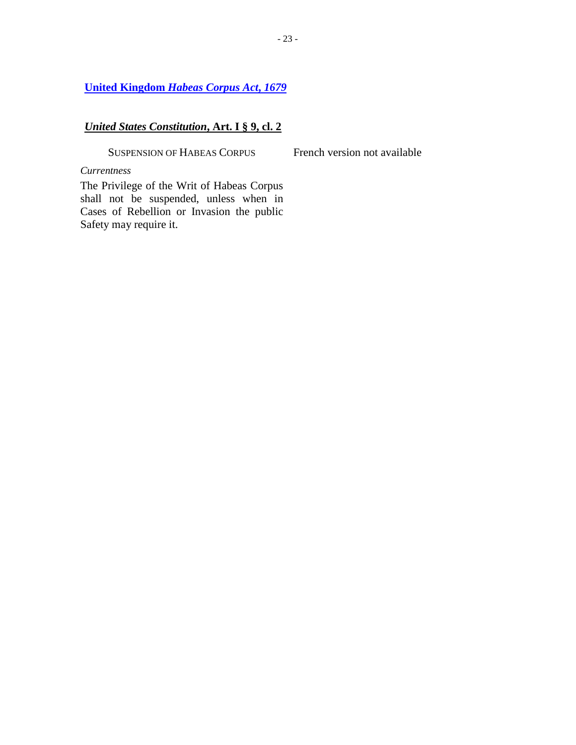**United Kingdom *Habeas Corpus Act, 1679***

***United States Constitution*, Art. I § 9, cl. 2**

SUSPENSION OF HABEAS CORPUS

*Currentness*

The Privilege of the Writ of Habeas Corpus shall not be suspended, unless when in Cases of Rebellion or Invasion the public Safety may require it.

French version not available